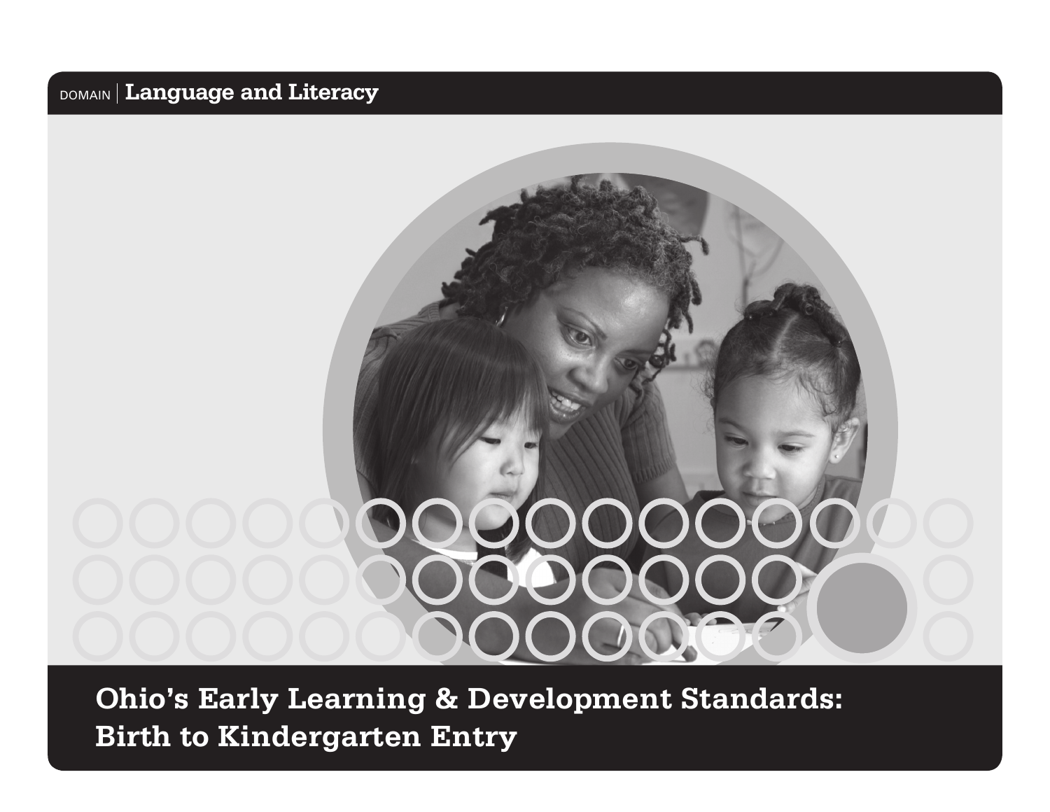DOMAIN | **Language and Literacy**

# Ohio's Early Learning & Development Standards: Birth to Kindergarten Entry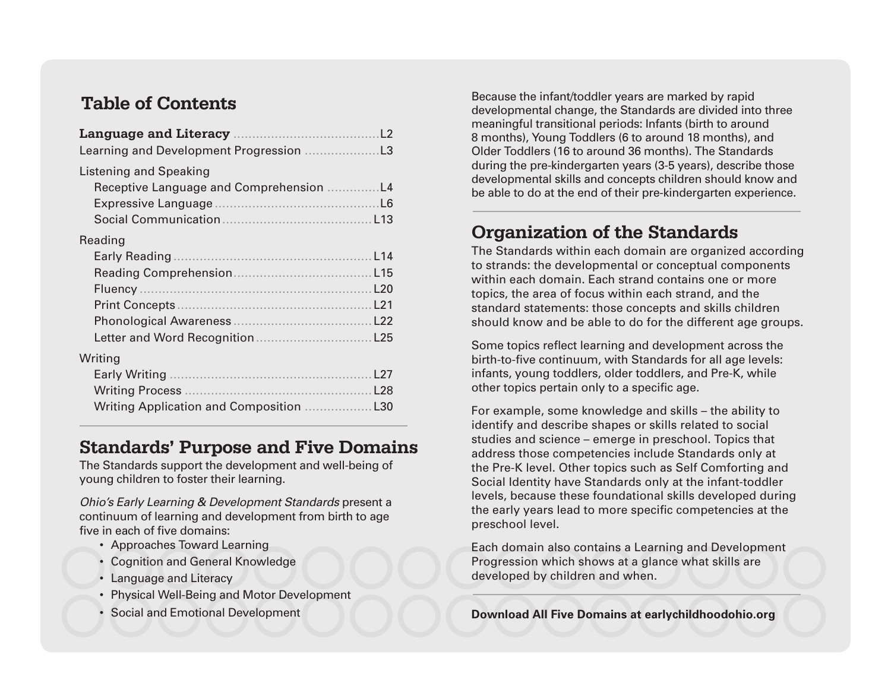## Table of Contents

| | |
|---|---|
| **Language and Literacy** | L2 |
| Learning and Development Progression | L3 |
| Listening and Speaking | |
| Receptive Language and Comprehension | L4 |
| Expressive Language | L6 |
| Social Communication | L13 |
| Reading | |
| Early Reading | L14 |
| Reading Comprehension | L15 |
| Fluency | L20 |
| Print Concepts | L21 |
| Phonological Awareness | L22 |
| Letter and Word Recognition | L25 |
| Writing | |
| Early Writing | L27 |
| Writing Process | L28 |
| Writing Application and Composition | L30 |

## Standards' Purpose and Five Domains

The Standards support the development and well-being of young children to foster their learning.

*Ohio's Early Learning & Development Standards* present a continuum of learning and development from birth to age five in each of five domains:

- Approaches Toward Learning
- Cognition and General Knowledge
- Language and Literacy
- Physical Well-Being and Motor Development
- Social and Emotional Development

Because the infant/toddler years are marked by rapid developmental change, the Standards are divided into three meaningful transitional periods: Infants (birth to around 8 months), Young Toddlers (6 to around 18 months), and Older Toddlers (16 to around 36 months). The Standards during the pre-kindergarten years (3-5 years), describe those developmental skills and concepts children should know and be able to do at the end of their pre-kindergarten experience.

## Organization of the Standards

The Standards within each domain are organized according to strands: the developmental or conceptual components within each domain. Each strand contains one or more topics, the area of focus within each strand, and the standard statements: those concepts and skills children should know and be able to do for the different age groups.

Some topics reflect learning and development across the birth-to-five continuum, with Standards for all age levels: infants, young toddlers, older toddlers, and Pre-K, while other topics pertain only to a specific age.

For example, some knowledge and skills – the ability to identify and describe shapes or skills related to social studies and science – emerge in preschool. Topics that address those competencies include Standards only at the Pre-K level. Other topics such as Self Comforting and Social Identity have Standards only at the infant-toddler levels, because these foundational skills developed during the early years lead to more specific competencies at the preschool level.

Each domain also contains a Learning and Development Progression which shows at a glance what skills are developed by children and when.

**Download All Five Domains at earlychildhoodohio.org**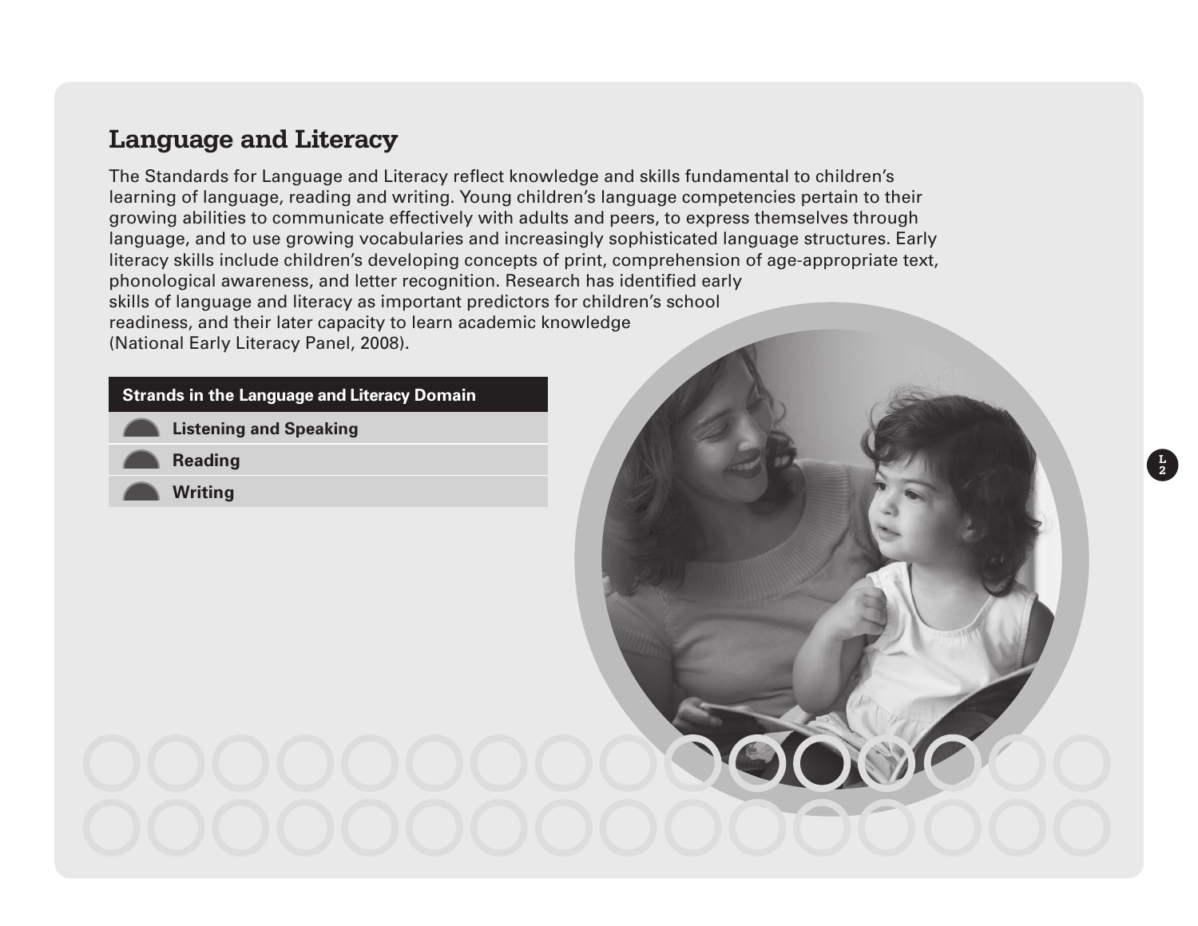# Language and Literacy

The Standards for Language and Literacy reflect knowledge and skills fundamental to children's learning of language, reading and writing. Young children's language competencies pertain to their growing abilities to communicate effectively with adults and peers, to express themselves through language, and to use growing vocabularies and increasingly sophisticated language structures. Early literacy skills include children's developing concepts of print, comprehension of age-appropriate text, phonological awareness, and letter recognition. Research has identified early skills of language and literacy as important predictors for children's school readiness, and their later capacity to learn academic knowledge (National Early Literacy Panel, 2008).

| Strands in the Language and Literacy Domain |
| --- |
| **Listening and Speaking** |
| **Reading** |
| **Writing** |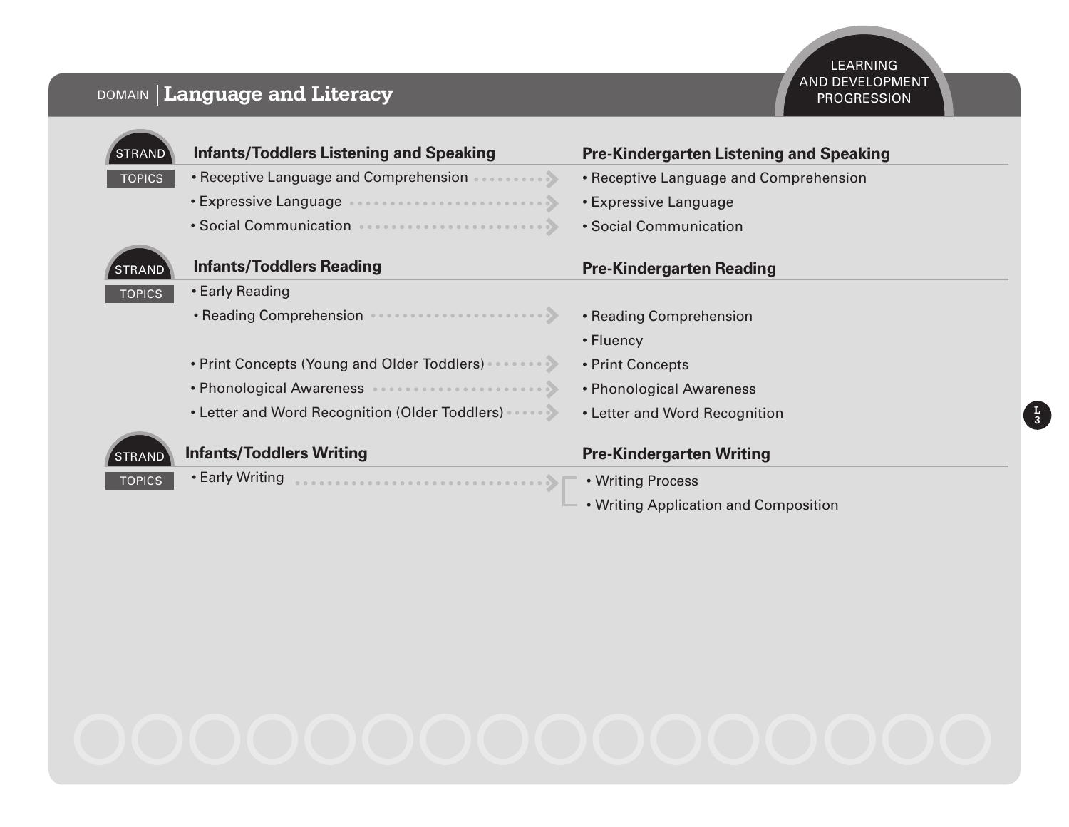DOMAIN | **Language and Literacy**

LEARNING AND DEVELOPMENT PROGRESSION

## STRAND: Listening and Speaking

| Infants/Toddlers Listening and Speaking | | Pre-Kindergarten Listening and Speaking |
|---|---|---|
| • Receptive Language and Comprehension | → | • Receptive Language and Comprehension |
| • Expressive Language | → | • Expressive Language |
| • Social Communication | → | • Social Communication |

## STRAND: Reading

| Infants/Toddlers Reading | | Pre-Kindergarten Reading |
|---|---|---|
| • Early Reading | | |
| • Reading Comprehension | → | • Reading Comprehension |
| | | • Fluency |
| • Print Concepts (Young and Older Toddlers) | → | • Print Concepts |
| • Phonological Awareness | → | • Phonological Awareness |
| • Letter and Word Recognition (Older Toddlers) | → | • Letter and Word Recognition |

## STRAND: Writing

| Infants/Toddlers Writing | | Pre-Kindergarten Writing |
|---|---|---|
| • Early Writing | → | • Writing Process<br>• Writing Application and Composition |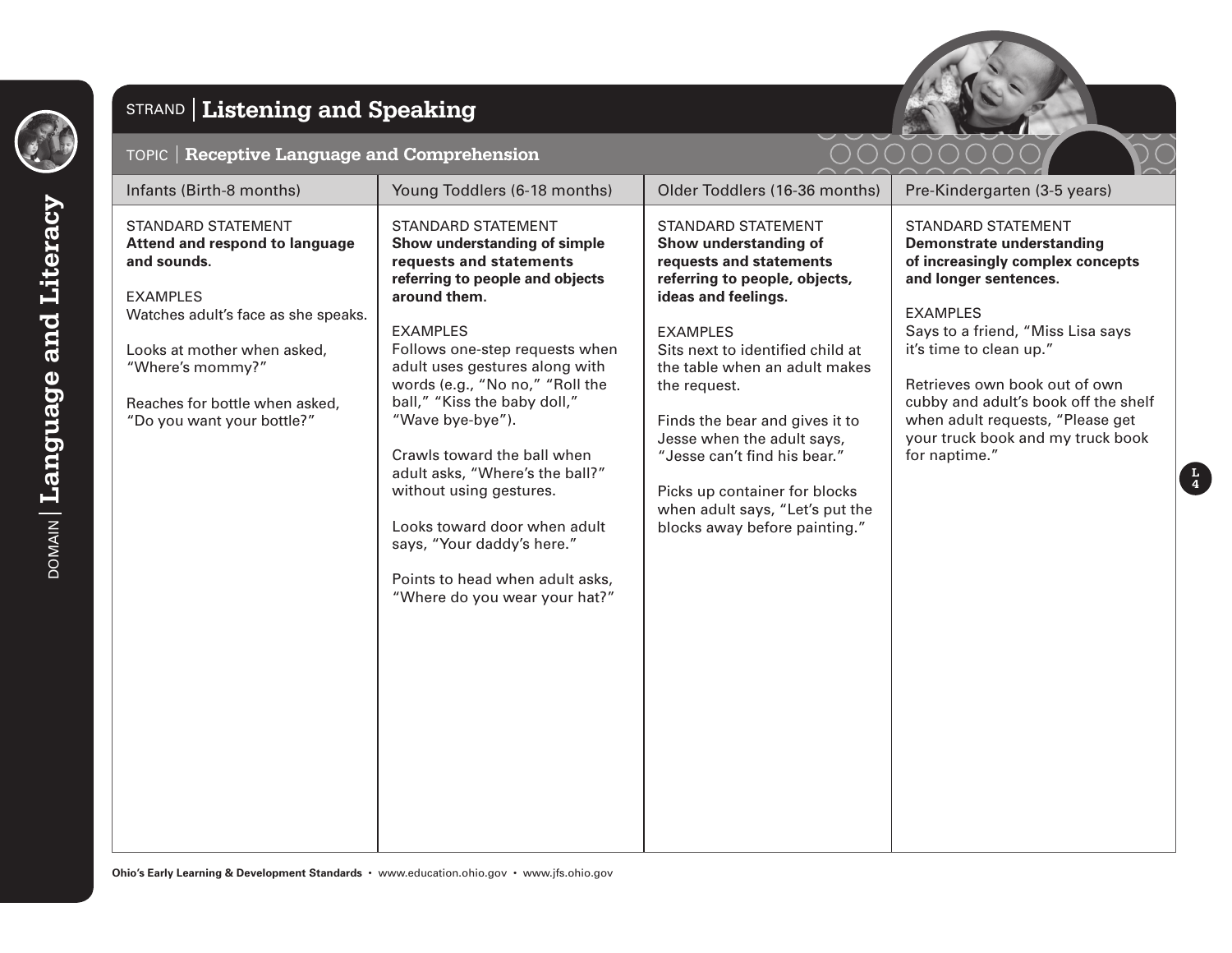DOMAIN | **Language and Literacy**

# STRAND | Listening and Speaking

## TOPIC | Receptive Language and Comprehension

| Infants (Birth-8 months) | Young Toddlers (6-18 months) | Older Toddlers (16-36 months) | Pre-Kindergarten (3-5 years) |
|---|---|---|---|
| STANDARD STATEMENT<br>**Attend and respond to language and sounds.**<br><br>EXAMPLES<br>Watches adult's face as she speaks.<br><br>Looks at mother when asked, "Where's mommy?"<br><br>Reaches for bottle when asked, "Do you want your bottle?" | STANDARD STATEMENT<br>**Show understanding of simple requests and statements referring to people and objects around them.**<br><br>EXAMPLES<br>Follows one-step requests when adult uses gestures along with words (e.g., "No no," "Roll the ball," "Kiss the baby doll," "Wave bye-bye").<br><br>Crawls toward the ball when adult asks, "Where's the ball?" without using gestures.<br><br>Looks toward door when adult says, "Your daddy's here."<br><br>Points to head when adult asks, "Where do you wear your hat?" | STANDARD STATEMENT<br>**Show understanding of requests and statements referring to people, objects, ideas and feelings.**<br><br>EXAMPLES<br>Sits next to identified child at the table when an adult makes the request.<br><br>Finds the bear and gives it to Jesse when the adult says, "Jesse can't find his bear."<br><br>Picks up container for blocks when adult says, "Let's put the blocks away before painting." | STANDARD STATEMENT<br>**Demonstrate understanding of increasingly complex concepts and longer sentences.**<br><br>EXAMPLES<br>Says to a friend, "Miss Lisa says it's time to clean up."<br><br>Retrieves own book out of own cubby and adult's book off the shelf when adult requests, "Please get your truck book and my truck book for naptime." |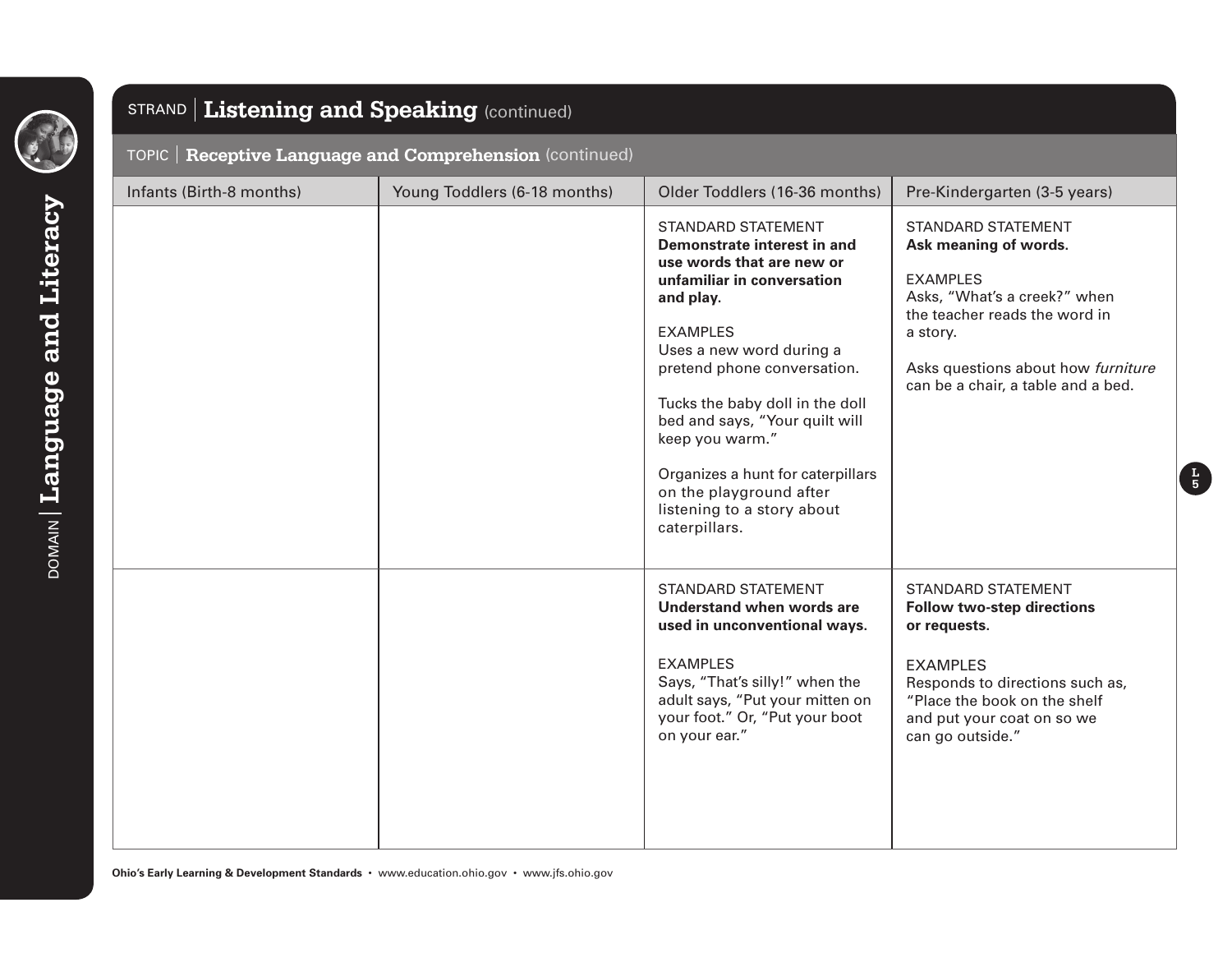DOMAIN | **Language and Literacy**

## STRAND | Listening and Speaking (continued)

### TOPIC | Receptive Language and Comprehension (continued)

| Infants (Birth-8 months) | Young Toddlers (6-18 months) | Older Toddlers (16-36 months) | Pre-Kindergarten (3-5 years) |
|---|---|---|---|
| | | STANDARD STATEMENT<br>**Demonstrate interest in and use words that are new or unfamiliar in conversation and play.**<br><br>EXAMPLES<br>Uses a new word during a pretend phone conversation.<br><br>Tucks the baby doll in the doll bed and says, "Your quilt will keep you warm."<br><br>Organizes a hunt for caterpillars on the playground after listening to a story about caterpillars. | STANDARD STATEMENT<br>**Ask meaning of words.**<br><br>EXAMPLES<br>Asks, "What's a creek?" when the teacher reads the word in a story.<br><br>Asks questions about how *furniture* can be a chair, a table and a bed. |
| | | STANDARD STATEMENT<br>**Understand when words are used in unconventional ways.**<br><br>EXAMPLES<br>Says, "That's silly!" when the adult says, "Put your mitten on your foot." Or, "Put your boot on your ear." | STANDARD STATEMENT<br>**Follow two-step directions or requests.**<br><br>EXAMPLES<br>Responds to directions such as, "Place the book on the shelf and put your coat on so we can go outside." |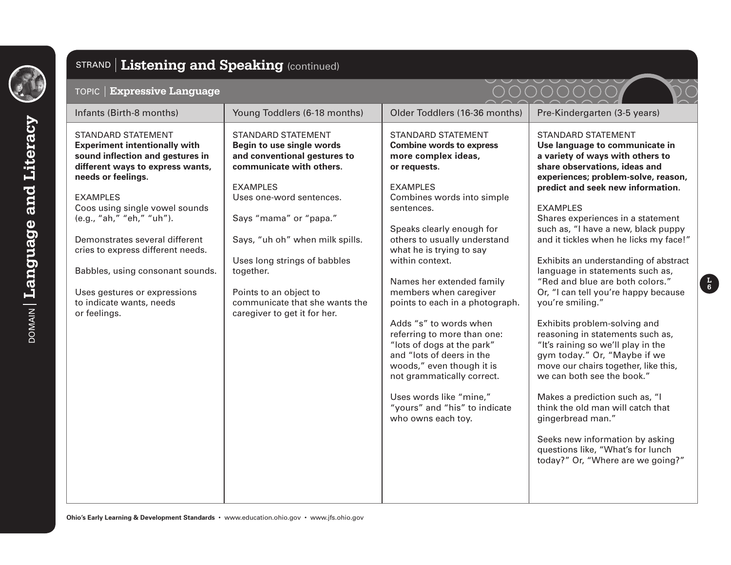DOMAIN | **Language and Literacy**

# STRAND | Listening and Speaking (continued)

## TOPIC | Expressive Language

| Infants (Birth-8 months) | Young Toddlers (6-18 months) | Older Toddlers (16-36 months) | Pre-Kindergarten (3-5 years) |
|---|---|---|---|
| STANDARD STATEMENT<br>**Experiment intentionally with sound inflection and gestures in different ways to express wants, needs or feelings.**<br><br>EXAMPLES<br>Coos using single vowel sounds (e.g., "ah," "eh," "uh").<br><br>Demonstrates several different cries to express different needs.<br><br>Babbles, using consonant sounds.<br><br>Uses gestures or expressions to indicate wants, needs or feelings. | STANDARD STATEMENT<br>**Begin to use single words and conventional gestures to communicate with others.**<br><br>EXAMPLES<br>Uses one-word sentences.<br><br>Says "mama" or "papa."<br><br>Says, "uh oh" when milk spills.<br><br>Uses long strings of babbles together.<br><br>Points to an object to communicate that she wants the caregiver to get it for her. | STANDARD STATEMENT<br>**Combine words to express more complex ideas, or requests.**<br><br>EXAMPLES<br>Combines words into simple sentences.<br><br>Speaks clearly enough for others to usually understand what he is trying to say within context.<br><br>Names her extended family members when caregiver points to each in a photograph.<br><br>Adds "s" to words when referring to more than one: "lots of dogs at the park" and "lots of deers in the woods," even though it is not grammatically correct.<br><br>Uses words like "mine," "yours" and "his" to indicate who owns each toy. | STANDARD STATEMENT<br>**Use language to communicate in a variety of ways with others to share observations, ideas and experiences; problem-solve, reason, predict and seek new information.**<br><br>EXAMPLES<br>Shares experiences in a statement such as, "I have a new, black puppy and it tickles when he licks my face!"<br><br>Exhibits an understanding of abstract language in statements such as, "Red and blue are both colors." Or, "I can tell you're happy because you're smiling."<br><br>Exhibits problem-solving and reasoning in statements such as, "It's raining so we'll play in the gym today." Or, "Maybe if we move our chairs together, like this, we can both see the book."<br><br>Makes a prediction such as, "I think the old man will catch that gingerbread man."<br><br>Seeks new information by asking questions like, "What's for lunch today?" Or, "Where are we going?" |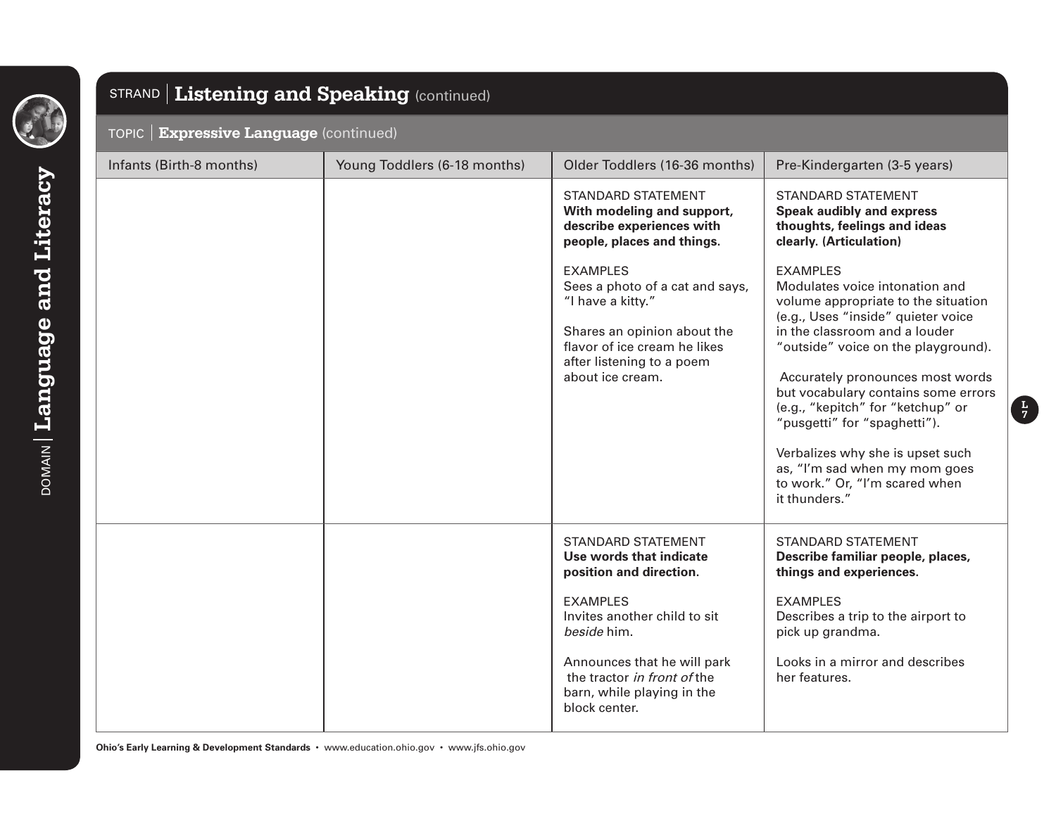DOMAIN | **Language and Literacy**

## STRAND | Listening and Speaking (continued)

### TOPIC | Expressive Language (continued)

| Infants (Birth-8 months) | Young Toddlers (6-18 months) | Older Toddlers (16-36 months) | Pre-Kindergarten (3-5 years) |
|---|---|---|---|
| | | STANDARD STATEMENT<br>**With modeling and support, describe experiences with people, places and things.**<br><br>EXAMPLES<br>Sees a photo of a cat and says, "I have a kitty."<br><br>Shares an opinion about the flavor of ice cream he likes after listening to a poem about ice cream. | STANDARD STATEMENT<br>**Speak audibly and express thoughts, feelings and ideas clearly. (Articulation)**<br><br>EXAMPLES<br>Modulates voice intonation and volume appropriate to the situation (e.g., Uses "inside" quieter voice in the classroom and a louder "outside" voice on the playground).<br><br>Accurately pronounces most words but vocabulary contains some errors (e.g., "kepitch" for "ketchup" or "pusgetti" for "spaghetti").<br><br>Verbalizes why she is upset such as, "I'm sad when my mom goes to work." Or, "I'm scared when it thunders." |
| | | STANDARD STATEMENT<br>**Use words that indicate position and direction.**<br><br>EXAMPLES<br>Invites another child to sit *beside* him.<br><br>Announces that he will park the tractor *in front of* the barn, while playing in the block center. | STANDARD STATEMENT<br>**Describe familiar people, places, things and experiences.**<br><br>EXAMPLES<br>Describes a trip to the airport to pick up grandma.<br><br>Looks in a mirror and describes her features. |

**Ohio's Early Learning & Development Standards** • www.education.ohio.gov • www.jfs.ohio.gov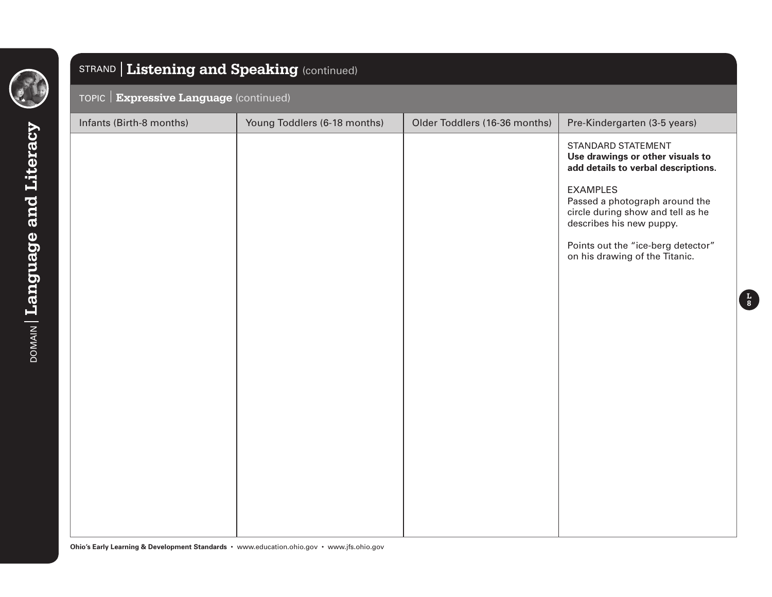DOMAIN | **Language and Literacy**

## STRAND | **Listening and Speaking** (continued)

### TOPIC | **Expressive Language** (continued)

| Infants (Birth-8 months) | Young Toddlers (6-18 months) | Older Toddlers (16-36 months) | Pre-Kindergarten (3-5 years) |
|---|---|---|---|
| | | | STANDARD STATEMENT<br>**Use drawings or other visuals to add details to verbal descriptions.**<br><br>EXAMPLES<br>Passed a photograph around the circle during show and tell as he describes his new puppy.<br><br>Points out the "ice-berg detector" on his drawing of the Titanic. |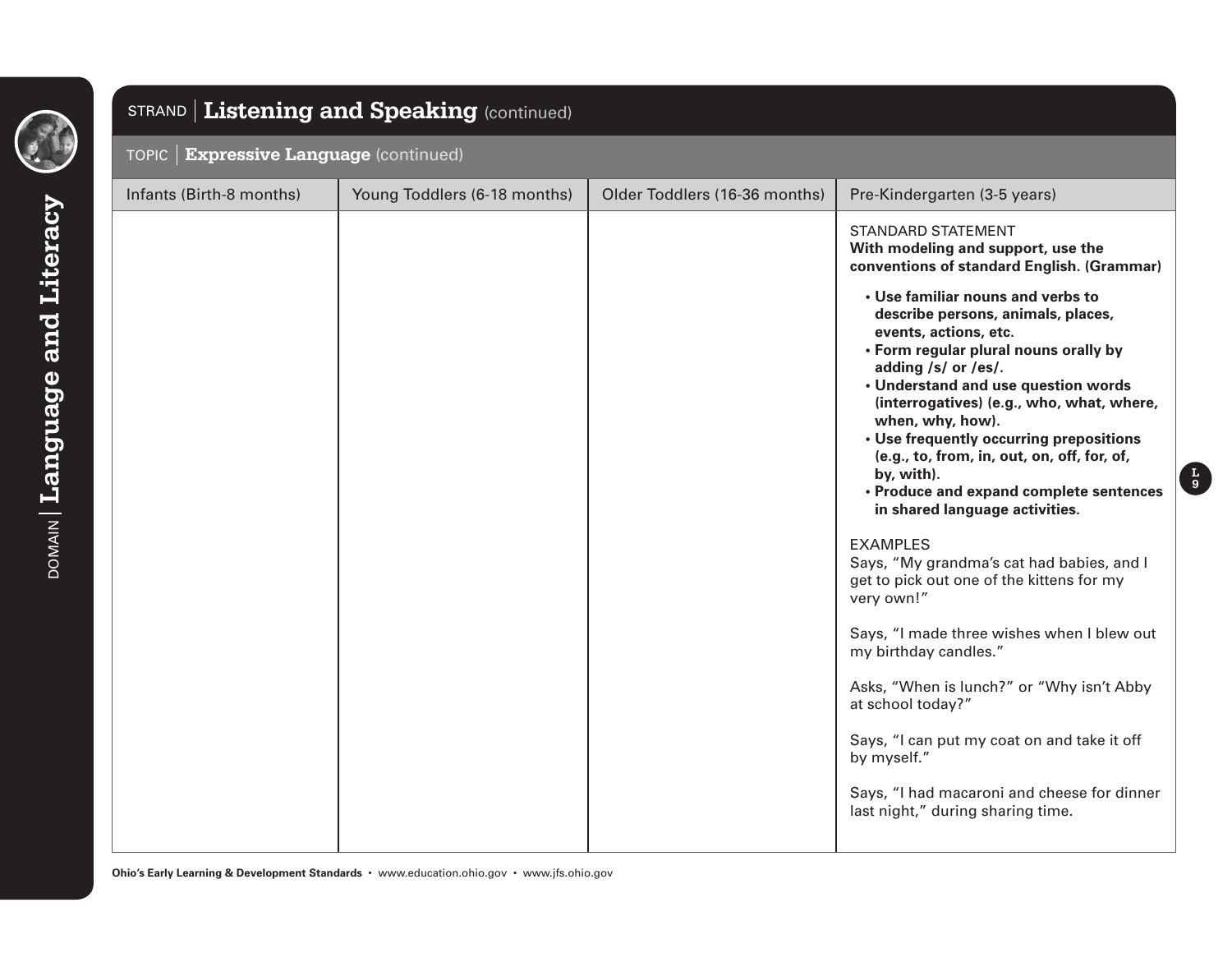DOMAIN | **Language and Literacy**

## STRAND | Listening and Speaking (continued)

### TOPIC | Expressive Language (continued)

| Infants (Birth-8 months) | Young Toddlers (6-18 months) | Older Toddlers (16-36 months) | Pre-Kindergarten (3-5 years) |
| --- | --- | --- | --- |
| | | | STANDARD STATEMENT<br>**With modeling and support, use the conventions of standard English. (Grammar)**<br>• **Use familiar nouns and verbs to describe persons, animals, places, events, actions, etc.**<br>• **Form regular plural nouns orally by adding /s/ or /es/.**<br>• **Understand and use question words (interrogatives) (e.g., who, what, where, when, why, how).**<br>• **Use frequently occurring prepositions (e.g., to, from, in, out, on, off, for, of, by, with).**<br>• **Produce and expand complete sentences in shared language activities.**<br><br>EXAMPLES<br>Says, "My grandma's cat had babies, and I get to pick out one of the kittens for my very own!"<br><br>Says, "I made three wishes when I blew out my birthday candles."<br><br>Asks, "When is lunch?" or "Why isn't Abby at school today?"<br><br>Says, "I can put my coat on and take it off by myself."<br><br>Says, "I had macaroni and cheese for dinner last night," during sharing time. |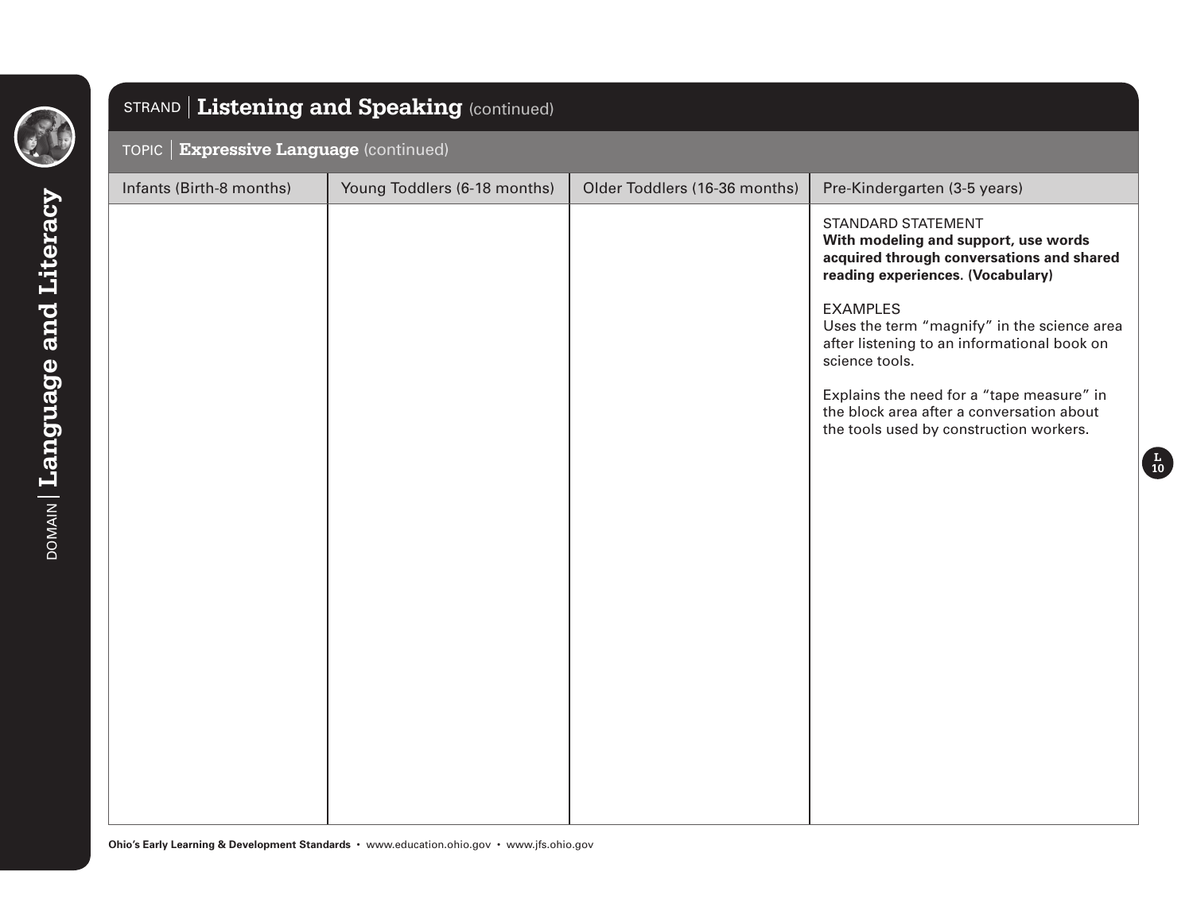# DOMAIN | Language and Literacy

## STRAND | Listening and Speaking (continued)

### TOPIC | Expressive Language (continued)

| Infants (Birth-8 months) | Young Toddlers (6-18 months) | Older Toddlers (16-36 months) | Pre-Kindergarten (3-5 years) |
|---|---|---|---|
| | | | STANDARD STATEMENT<br>**With modeling and support, use words acquired through conversations and shared reading experiences. (Vocabulary)**<br><br>EXAMPLES<br>Uses the term "magnify" in the science area after listening to an informational book on science tools.<br><br>Explains the need for a "tape measure" in the block area after a conversation about the tools used by construction workers. |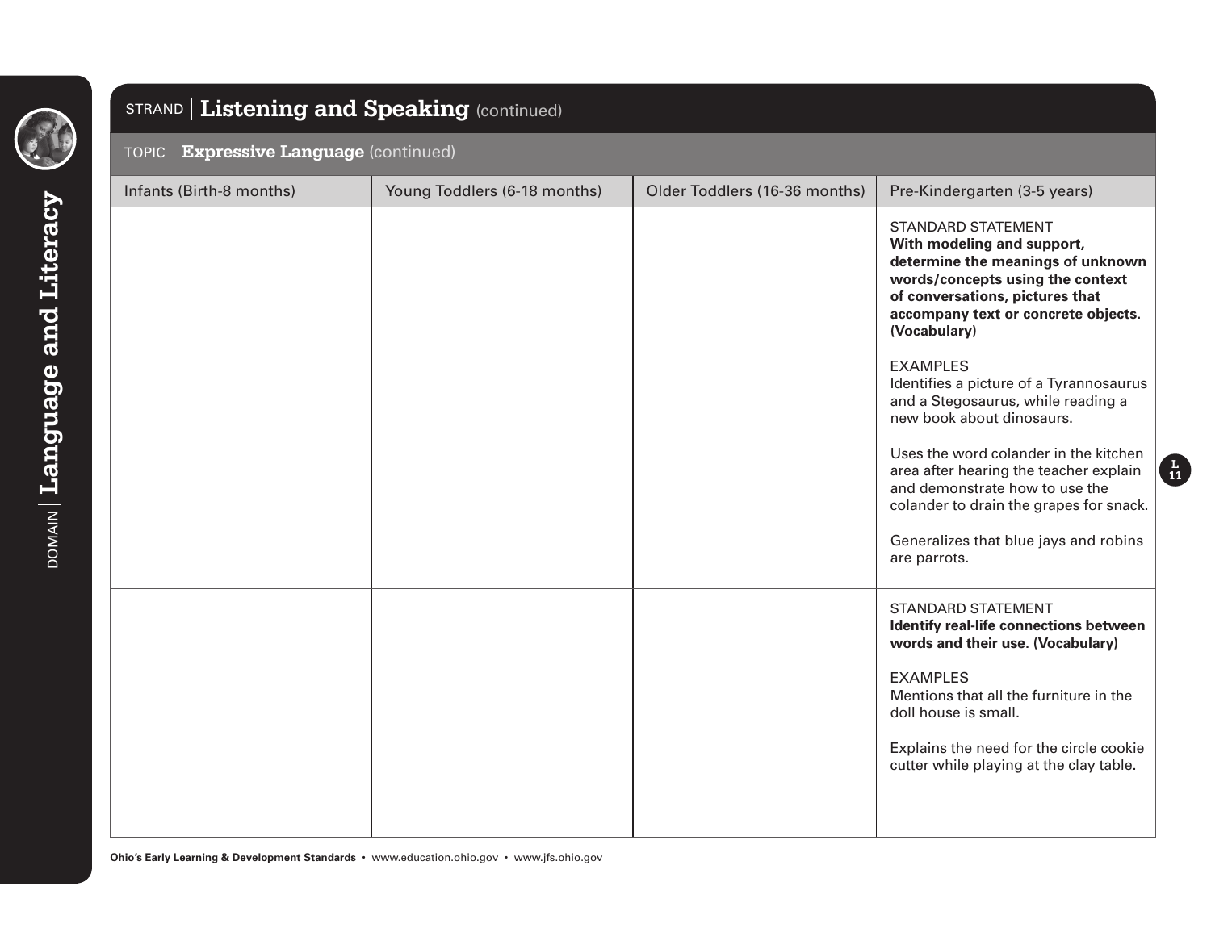## STRAND | Listening and Speaking (continued)

### TOPIC | Expressive Language (continued)

| Infants (Birth-8 months) | Young Toddlers (6-18 months) | Older Toddlers (16-36 months) | Pre-Kindergarten (3-5 years) |
|---|---|---|---|
| | | | STANDARD STATEMENT<br>**With modeling and support, determine the meanings of unknown words/concepts using the context of conversations, pictures that accompany text or concrete objects. (Vocabulary)**<br><br>EXAMPLES<br>Identifies a picture of a Tyrannosaurus and a Stegosaurus, while reading a new book about dinosaurs.<br><br>Uses the word colander in the kitchen area after hearing the teacher explain and demonstrate how to use the colander to drain the grapes for snack.<br><br>Generalizes that blue jays and robins are parrots. |
| | | | STANDARD STATEMENT<br>**Identify real-life connections between words and their use. (Vocabulary)**<br><br>EXAMPLES<br>Mentions that all the furniture in the doll house is small.<br><br>Explains the need for the circle cookie cutter while playing at the clay table. |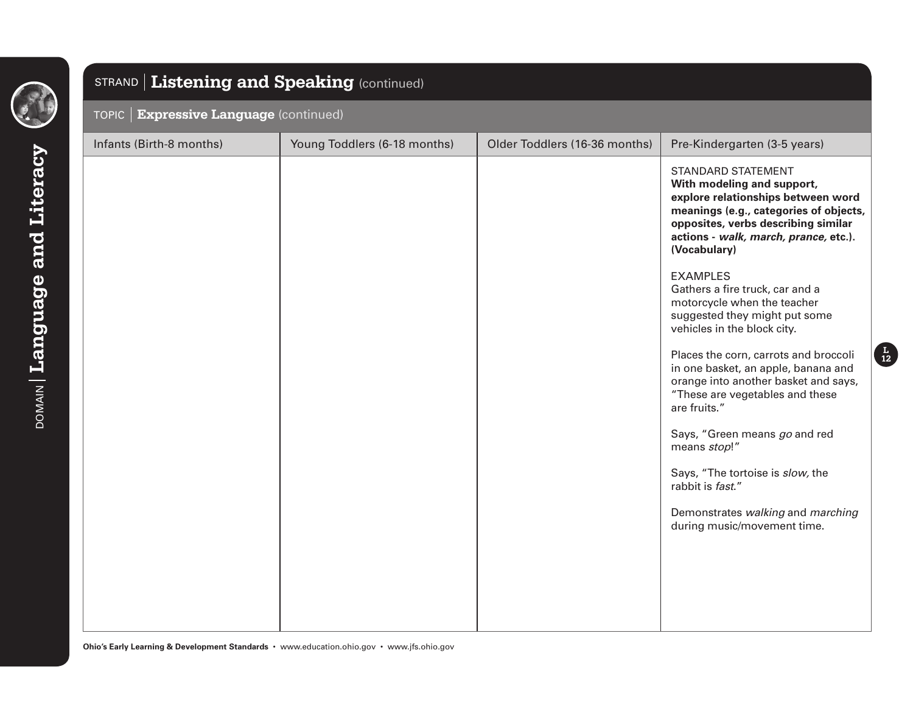DOMAIN | **Language and Literacy**

## STRAND | Listening and Speaking (continued)

### TOPIC | Expressive Language (continued)

| Infants (Birth-8 months) | Young Toddlers (6-18 months) | Older Toddlers (16-36 months) | Pre-Kindergarten (3-5 years) |
|---|---|---|---|
| | | | STANDARD STATEMENT<br>**With modeling and support, explore relationships between word meanings (e.g., categories of objects, opposites, verbs describing similar actions - *walk, march, prance,* etc.). (Vocabulary)**<br><br>EXAMPLES<br>Gathers a fire truck, car and a motorcycle when the teacher suggested they might put some vehicles in the block city.<br><br>Places the corn, carrots and broccoli in one basket, an apple, banana and orange into another basket and says, "These are vegetables and these are fruits."<br><br>Says, "Green means *go* and red means *stop*!"<br><br>Says, "The tortoise is *slow,* the rabbit is *fast*."<br><br>Demonstrates *walking* and *marching* during music/movement time. |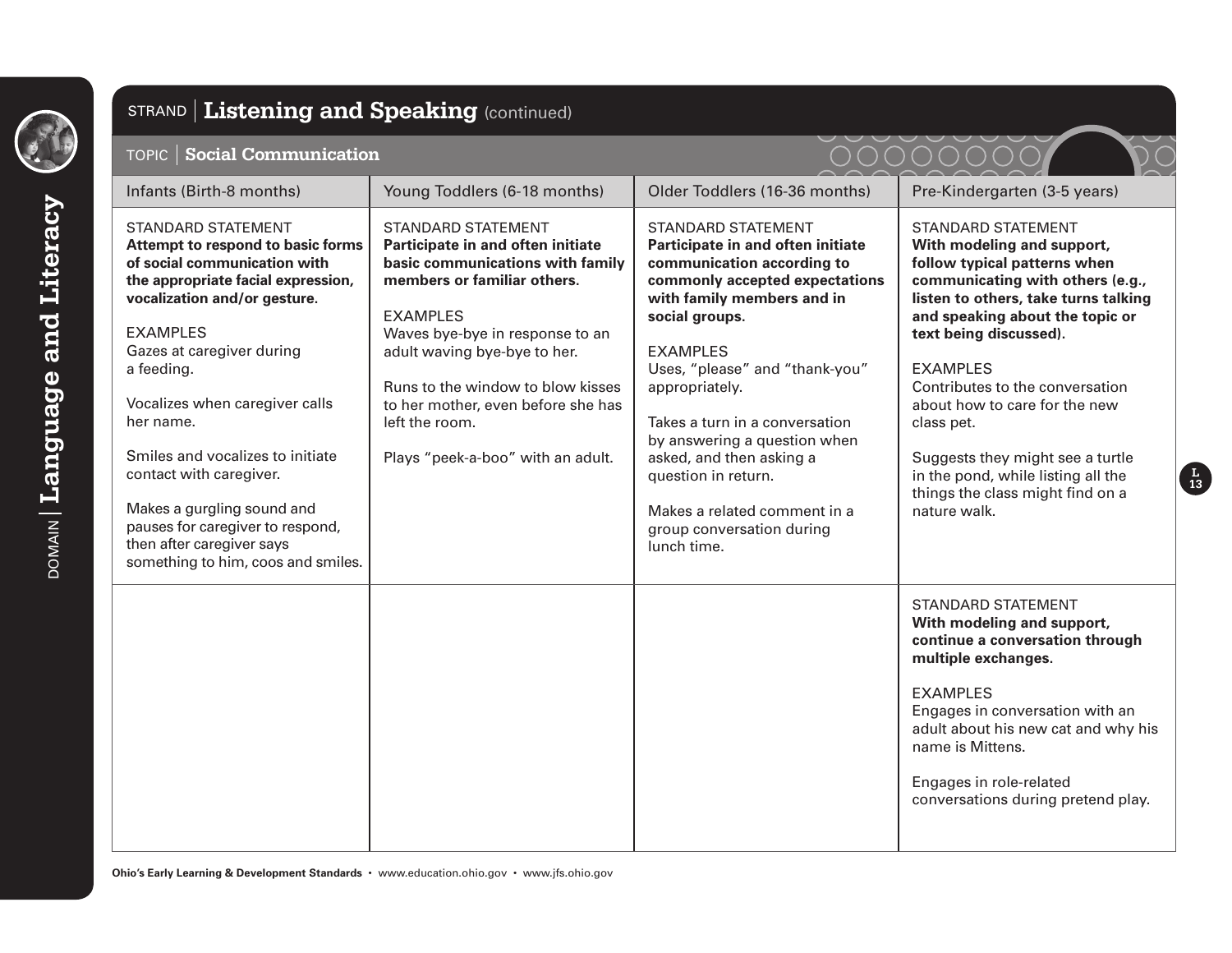DOMAIN | **Language and Literacy**

STRAND | **Listening and Speaking** (continued)

TOPIC | **Social Communication**

| Infants (Birth-8 months) | Young Toddlers (6-18 months) | Older Toddlers (16-36 months) | Pre-Kindergarten (3-5 years) |
|---|---|---|---|
| STANDARD STATEMENT<br>**Attempt to respond to basic forms of social communication with the appropriate facial expression, vocalization and/or gesture.**<br><br>EXAMPLES<br>Gazes at caregiver during a feeding.<br><br>Vocalizes when caregiver calls her name.<br><br>Smiles and vocalizes to initiate contact with caregiver.<br><br>Makes a gurgling sound and pauses for caregiver to respond, then after caregiver says something to him, coos and smiles. | STANDARD STATEMENT<br>**Participate in and often initiate basic communications with family members or familiar others.**<br><br>EXAMPLES<br>Waves bye-bye in response to an adult waving bye-bye to her.<br><br>Runs to the window to blow kisses to her mother, even before she has left the room.<br><br>Plays "peek-a-boo" with an adult. | STANDARD STATEMENT<br>**Participate in and often initiate communication according to commonly accepted expectations with family members and in social groups.**<br><br>EXAMPLES<br>Uses, "please" and "thank-you" appropriately.<br><br>Takes a turn in a conversation by answering a question when asked, and then asking a question in return.<br><br>Makes a related comment in a group conversation during lunch time. | STANDARD STATEMENT<br>**With modeling and support, follow typical patterns when communicating with others (e.g., listen to others, take turns talking and speaking about the topic or text being discussed).**<br><br>EXAMPLES<br>Contributes to the conversation about how to care for the new class pet.<br><br>Suggests they might see a turtle in the pond, while listing all the things the class might find on a nature walk. |
| | | | STANDARD STATEMENT<br>**With modeling and support, continue a conversation through multiple exchanges.**<br><br>EXAMPLES<br>Engages in conversation with an adult about his new cat and why his name is Mittens.<br><br>Engages in role-related conversations during pretend play. |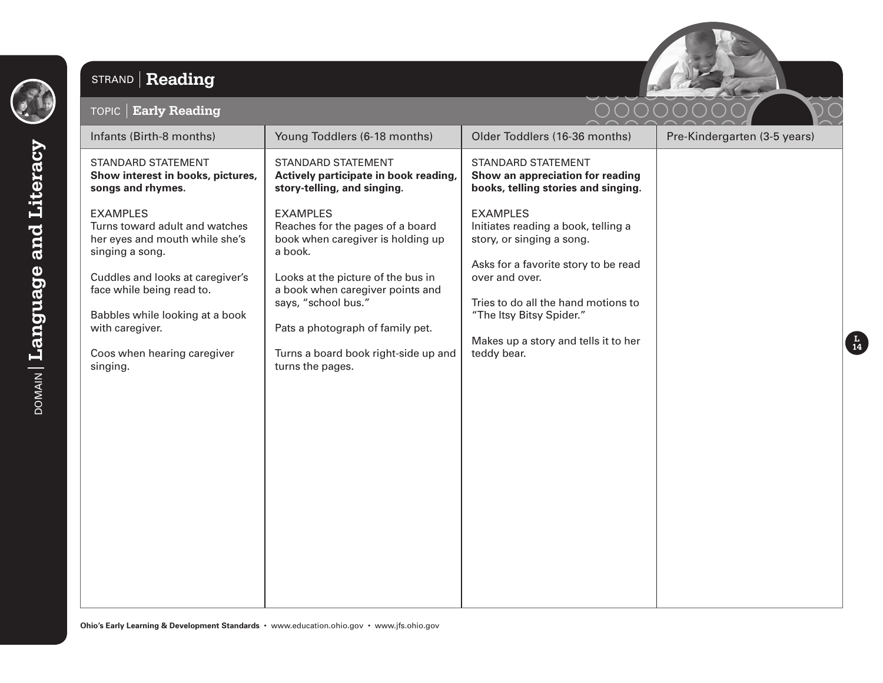DOMAIN | **Language and Literacy**

## STRAND | Reading

### TOPIC | Early Reading

| Infants (Birth-8 months) | Young Toddlers (6-18 months) | Older Toddlers (16-36 months) | Pre-Kindergarten (3-5 years) |
|---|---|---|---|
| STANDARD STATEMENT<br>**Show interest in books, pictures, songs and rhymes.**<br><br>EXAMPLES<br>Turns toward adult and watches her eyes and mouth while she's singing a song.<br><br>Cuddles and looks at caregiver's face while being read to.<br><br>Babbles while looking at a book with caregiver.<br><br>Coos when hearing caregiver singing. | STANDARD STATEMENT<br>**Actively participate in book reading, story-telling, and singing.**<br><br>EXAMPLES<br>Reaches for the pages of a board book when caregiver is holding up a book.<br><br>Looks at the picture of the bus in a book when caregiver points and says, "school bus."<br><br>Pats a photograph of family pet.<br><br>Turns a board book right-side up and turns the pages. | STANDARD STATEMENT<br>**Show an appreciation for reading books, telling stories and singing.**<br><br>EXAMPLES<br>Initiates reading a book, telling a story, or singing a song.<br><br>Asks for a favorite story to be read over and over.<br><br>Tries to do all the hand motions to "The Itsy Bitsy Spider."<br><br>Makes up a story and tells it to her teddy bear. | |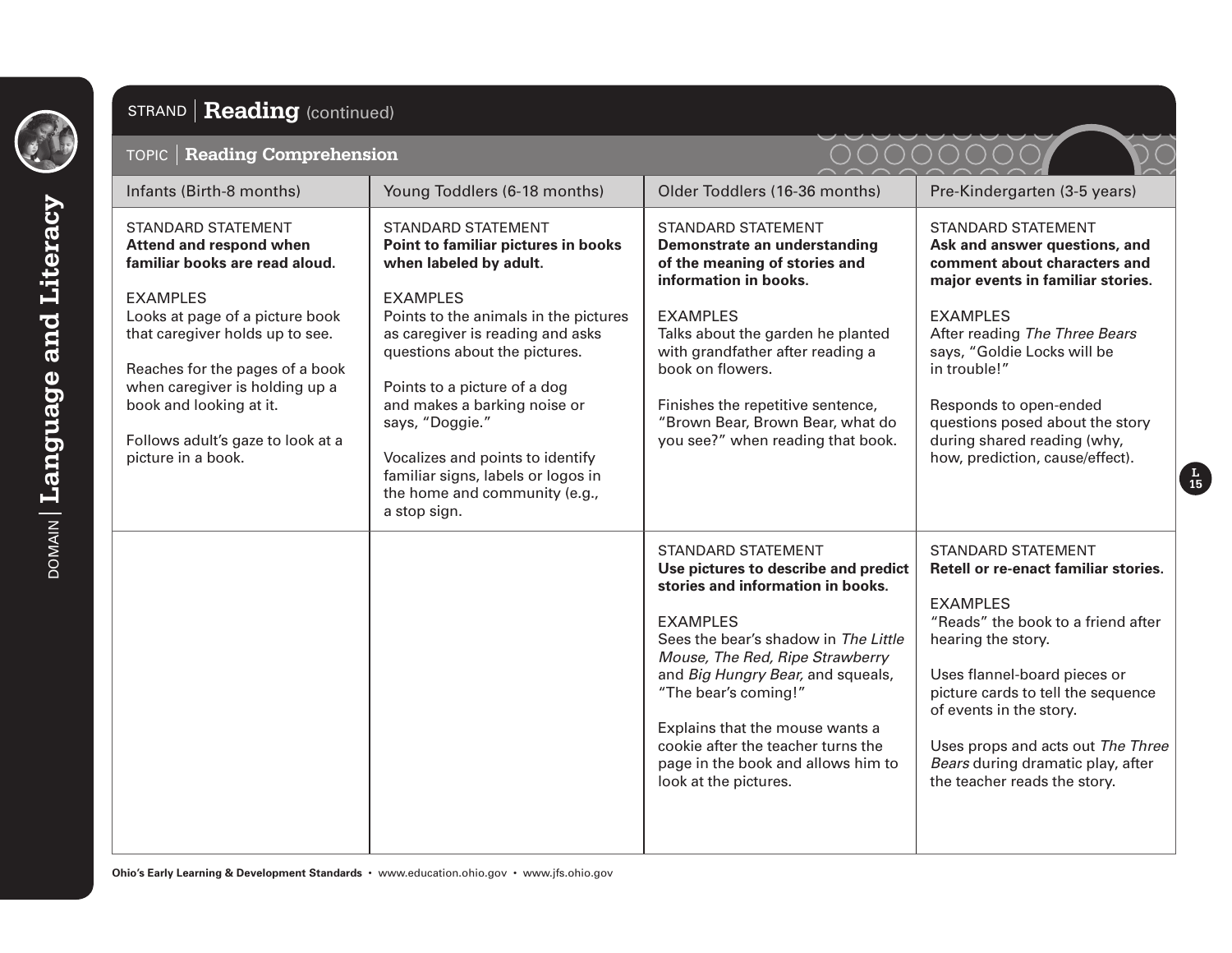## STRAND | Reading (continued)

### TOPIC | Reading Comprehension

| Infants (Birth-8 months) | Young Toddlers (6-18 months) | Older Toddlers (16-36 months) | Pre-Kindergarten (3-5 years) |
|---|---|---|---|
| STANDARD STATEMENT<br>**Attend and respond when familiar books are read aloud.**<br><br>EXAMPLES<br>Looks at page of a picture book that caregiver holds up to see.<br><br>Reaches for the pages of a book when caregiver is holding up a book and looking at it.<br><br>Follows adult's gaze to look at a picture in a book. | STANDARD STATEMENT<br>**Point to familiar pictures in books when labeled by adult.**<br><br>EXAMPLES<br>Points to the animals in the pictures as caregiver is reading and asks questions about the pictures.<br><br>Points to a picture of a dog and makes a barking noise or says, "Doggie."<br><br>Vocalizes and points to identify familiar signs, labels or logos in the home and community (e.g., a stop sign. | STANDARD STATEMENT<br>**Demonstrate an understanding of the meaning of stories and information in books.**<br><br>EXAMPLES<br>Talks about the garden he planted with grandfather after reading a book on flowers.<br><br>Finishes the repetitive sentence, "Brown Bear, Brown Bear, what do you see?" when reading that book. | STANDARD STATEMENT<br>**Ask and answer questions, and comment about characters and major events in familiar stories.**<br><br>EXAMPLES<br>After reading *The Three Bears* says, "Goldie Locks will be in trouble!"<br><br>Responds to open-ended questions posed about the story during shared reading (why, how, prediction, cause/effect). |
| | | STANDARD STATEMENT<br>**Use pictures to describe and predict stories and information in books.**<br><br>EXAMPLES<br>Sees the bear's shadow in *The Little Mouse, The Red, Ripe Strawberry* and *Big Hungry Bear,* and squeals, "The bear's coming!"<br><br>Explains that the mouse wants a cookie after the teacher turns the page in the book and allows him to look at the pictures. | STANDARD STATEMENT<br>**Retell or re-enact familiar stories.**<br><br>EXAMPLES<br>"Reads" the book to a friend after hearing the story.<br><br>Uses flannel-board pieces or picture cards to tell the sequence of events in the story.<br><br>Uses props and acts out *The Three Bears* during dramatic play, after the teacher reads the story. |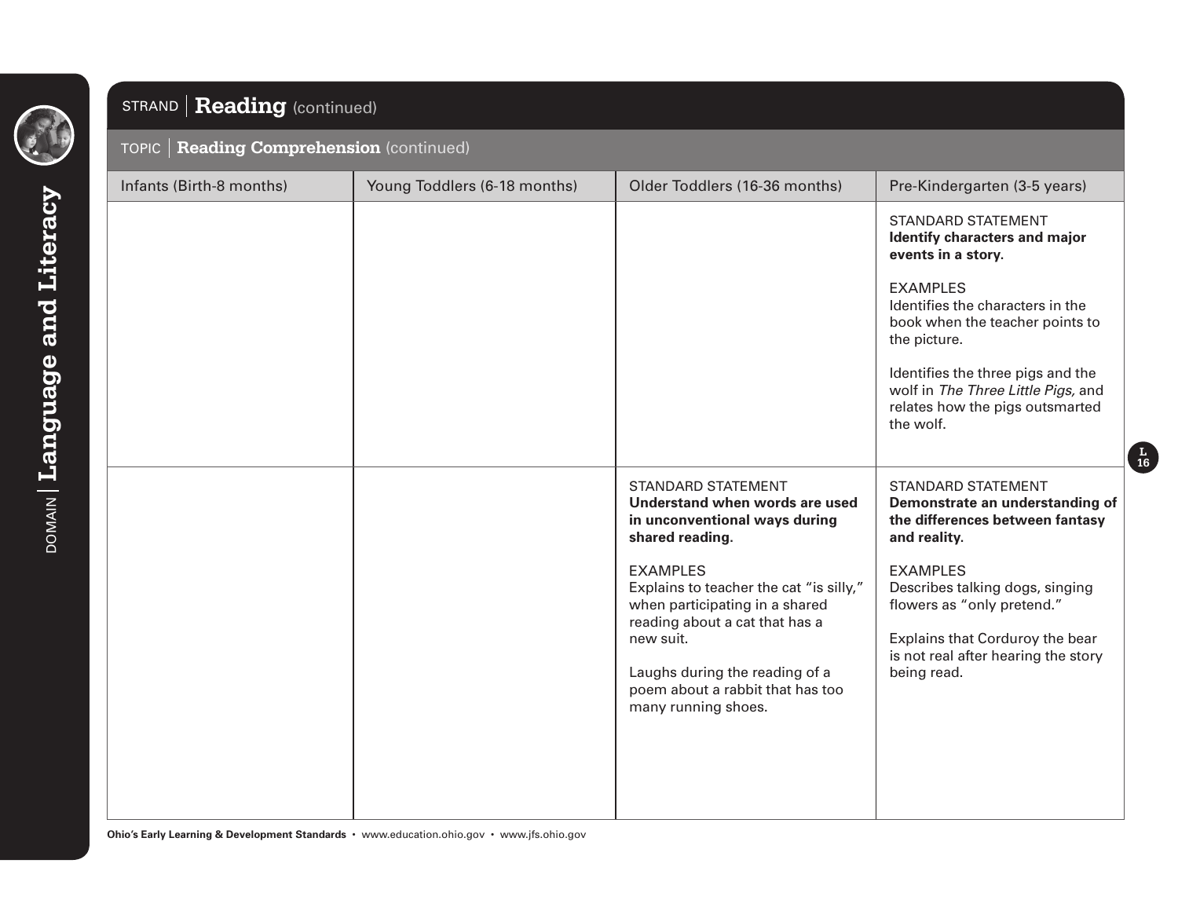DOMAIN | **Language and Literacy**

## STRAND | Reading (continued)

### TOPIC | Reading Comprehension (continued)

| Infants (Birth-8 months) | Young Toddlers (6-18 months) | Older Toddlers (16-36 months) | Pre-Kindergarten (3-5 years) |
|---|---|---|---|
| | | | STANDARD STATEMENT<br>**Identify characters and major events in a story.**<br><br>EXAMPLES<br>Identifies the characters in the book when the teacher points to the picture.<br><br>Identifies the three pigs and the wolf in *The Three Little Pigs,* and relates how the pigs outsmarted the wolf. |
| | | STANDARD STATEMENT<br>**Understand when words are used in unconventional ways during shared reading.**<br><br>EXAMPLES<br>Explains to teacher the cat "is silly," when participating in a shared reading about a cat that has a new suit.<br><br>Laughs during the reading of a poem about a rabbit that has too many running shoes. | STANDARD STATEMENT<br>**Demonstrate an understanding of the differences between fantasy and reality.**<br><br>EXAMPLES<br>Describes talking dogs, singing flowers as "only pretend."<br><br>Explains that Corduroy the bear is not real after hearing the story being read. |

**Ohio's Early Learning & Development Standards** • www.education.ohio.gov • www.jfs.ohio.gov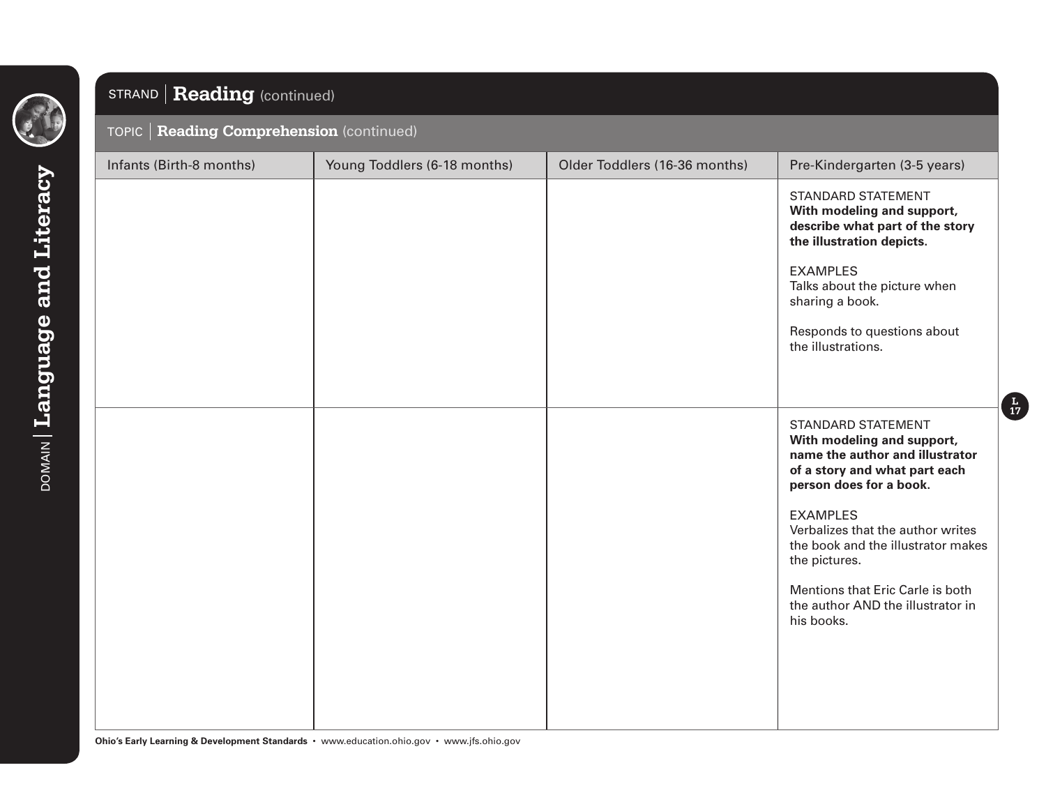DOMAIN | **Language and Literacy**

## STRAND | Reading (continued)

### TOPIC | Reading Comprehension (continued)

| Infants (Birth-8 months) | Young Toddlers (6-18 months) | Older Toddlers (16-36 months) | Pre-Kindergarten (3-5 years) |
|---|---|---|---|
| | | | STANDARD STATEMENT<br>**With modeling and support, describe what part of the story the illustration depicts.**<br><br>EXAMPLES<br>Talks about the picture when sharing a book.<br><br>Responds to questions about the illustrations. |
| | | | STANDARD STATEMENT<br>**With modeling and support, name the author and illustrator of a story and what part each person does for a book.**<br><br>EXAMPLES<br>Verbalizes that the author writes the book and the illustrator makes the pictures.<br><br>Mentions that Eric Carle is both the author AND the illustrator in his books. |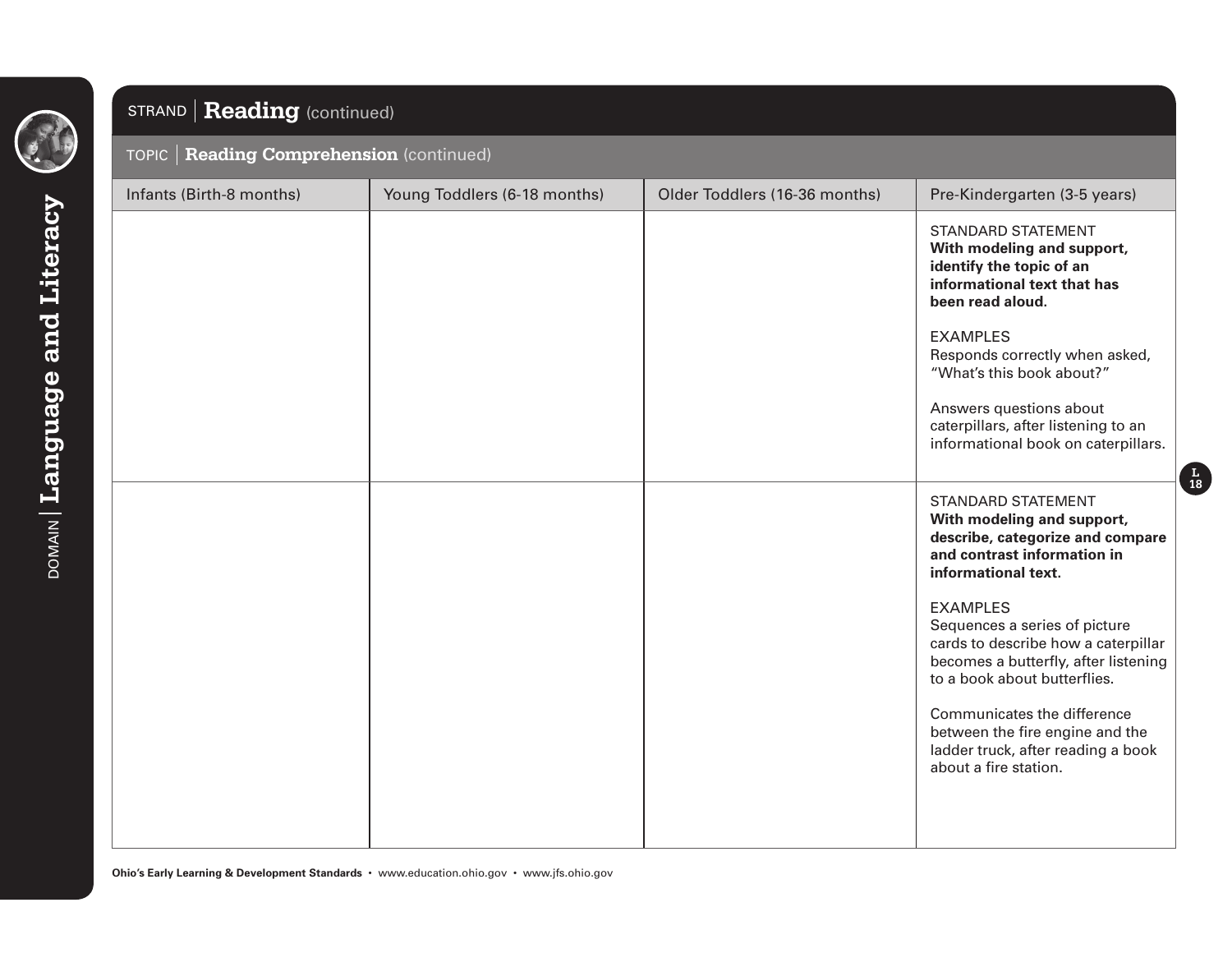## STRAND | Reading (continued)

### TOPIC | Reading Comprehension (continued)

| Infants (Birth-8 months) | Young Toddlers (6-18 months) | Older Toddlers (16-36 months) | Pre-Kindergarten (3-5 years) |
|---|---|---|---|
| | | | STANDARD STATEMENT<br>**With modeling and support, identify the topic of an informational text that has been read aloud.**<br><br>EXAMPLES<br>Responds correctly when asked, "What's this book about?"<br><br>Answers questions about caterpillars, after listening to an informational book on caterpillars. |
| | | | STANDARD STATEMENT<br>**With modeling and support, describe, categorize and compare and contrast information in informational text.**<br><br>EXAMPLES<br>Sequences a series of picture cards to describe how a caterpillar becomes a butterfly, after listening to a book about butterflies.<br><br>Communicates the difference between the fire engine and the ladder truck, after reading a book about a fire station. |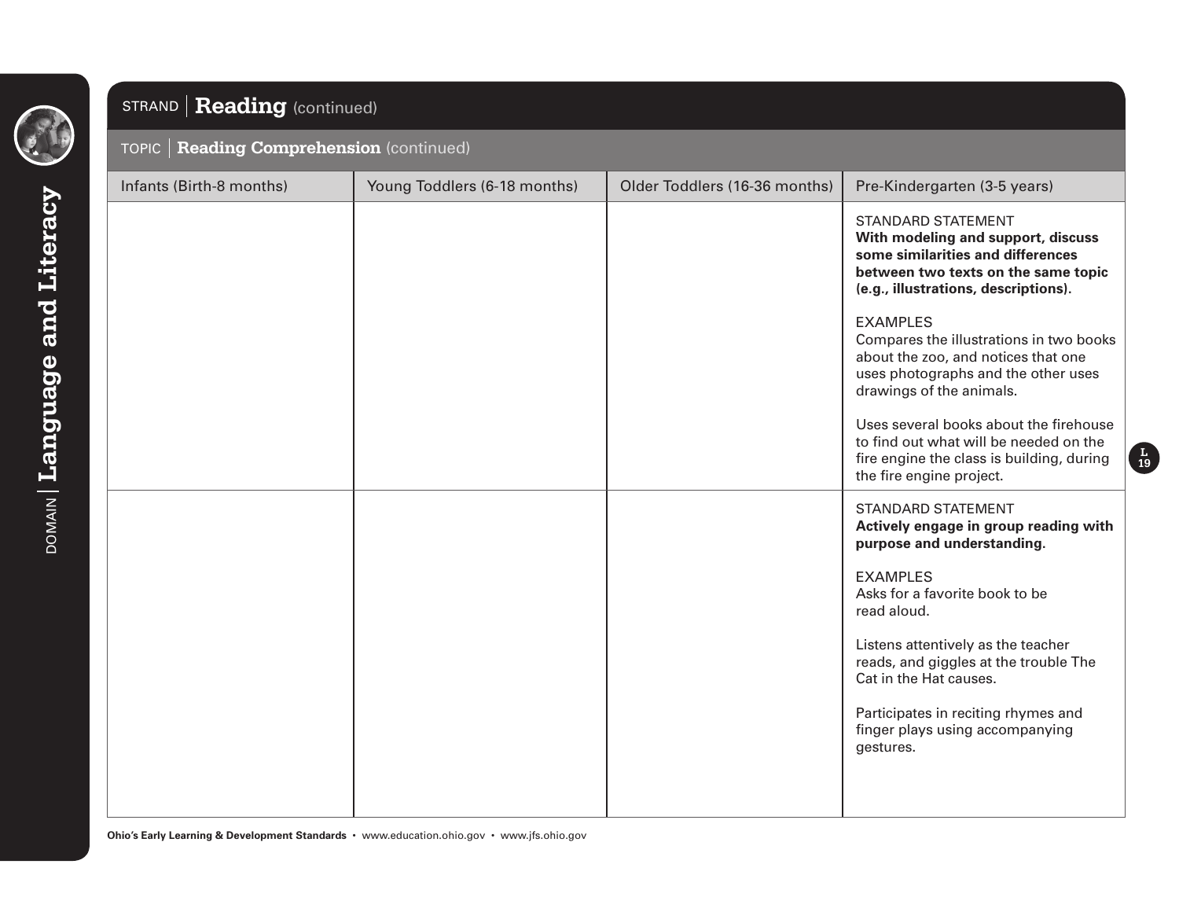DOMAIN | **Language and Literacy**

## STRAND | Reading (continued)

### TOPIC | Reading Comprehension (continued)

| Infants (Birth-8 months) | Young Toddlers (6-18 months) | Older Toddlers (16-36 months) | Pre-Kindergarten (3-5 years) |
|---|---|---|---|
| | | | STANDARD STATEMENT<br>**With modeling and support, discuss some similarities and differences between two texts on the same topic (e.g., illustrations, descriptions).**<br><br>EXAMPLES<br>Compares the illustrations in two books about the zoo, and notices that one uses photographs and the other uses drawings of the animals.<br><br>Uses several books about the firehouse to find out what will be needed on the fire engine the class is building, during the fire engine project. |
| | | | STANDARD STATEMENT<br>**Actively engage in group reading with purpose and understanding.**<br><br>EXAMPLES<br>Asks for a favorite book to be read aloud.<br><br>Listens attentively as the teacher reads, and giggles at the trouble The Cat in the Hat causes.<br><br>Participates in reciting rhymes and finger plays using accompanying gestures. |

**Ohio's Early Learning & Development Standards** • www.education.ohio.gov • www.jfs.ohio.gov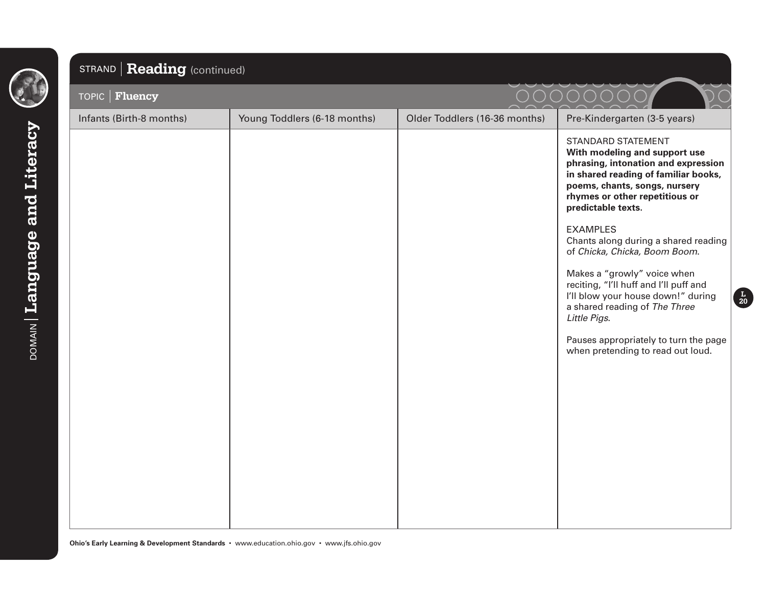## STRAND | Reading (continued)

### TOPIC | Fluency

| Infants (Birth-8 months) | Young Toddlers (6-18 months) | Older Toddlers (16-36 months) | Pre-Kindergarten (3-5 years) |
|---|---|---|---|
| | | | STANDARD STATEMENT<br>**With modeling and support use phrasing, intonation and expression in shared reading of familiar books, poems, chants, songs, nursery rhymes or other repetitious or predictable texts.**<br><br>EXAMPLES<br>Chants along during a shared reading of *Chicka, Chicka, Boom Boom*.<br><br>Makes a "growly" voice when reciting, "I'll huff and I'll puff and I'll blow your house down!" during a shared reading of *The Three Little Pigs*.<br><br>Pauses appropriately to turn the page when pretending to read out loud. |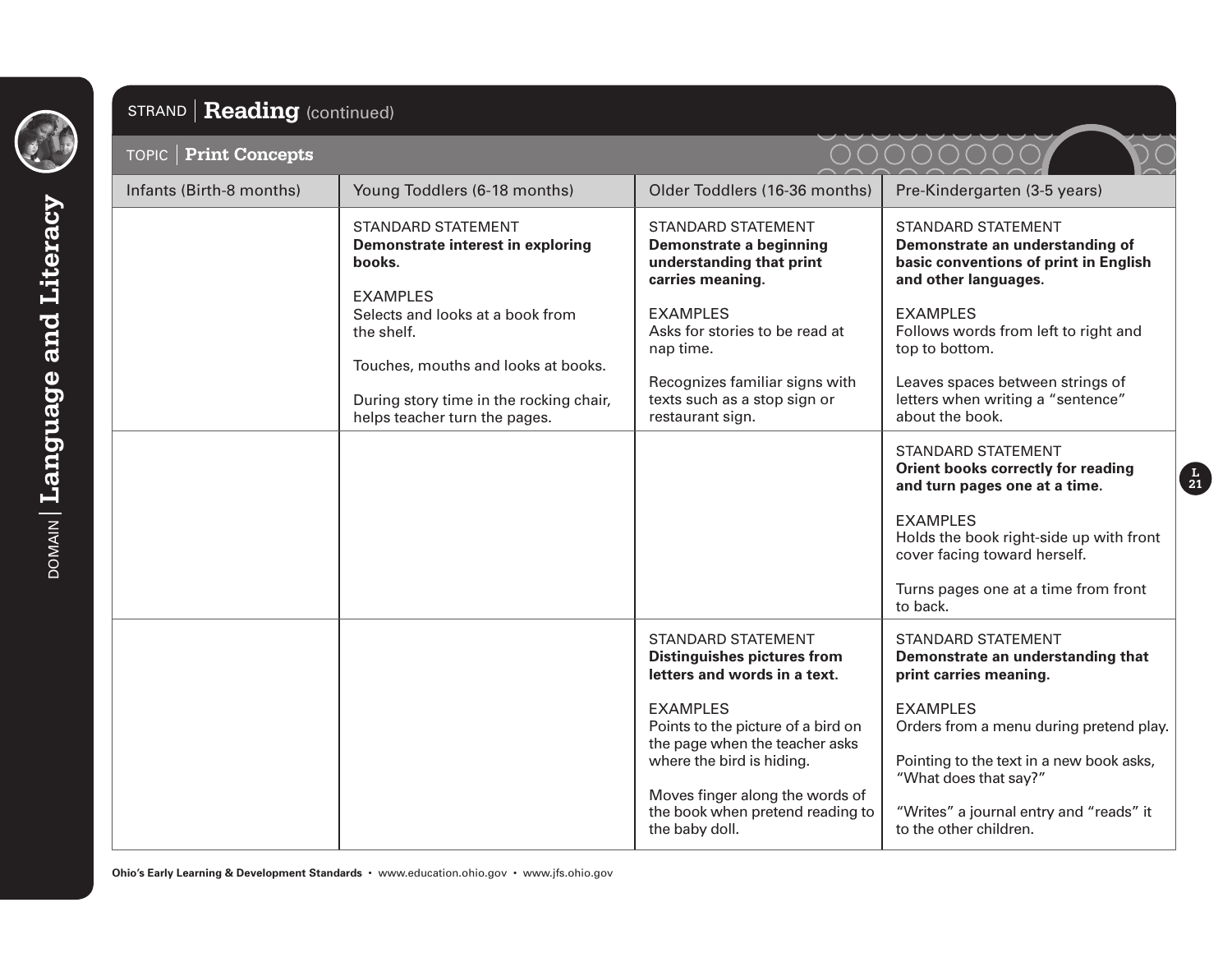## STRAND | Reading (continued)

### TOPIC | Print Concepts

| Infants (Birth-8 months) | Young Toddlers (6-18 months) | Older Toddlers (16-36 months) | Pre-Kindergarten (3-5 years) |
|---|---|---|---|
| | STANDARD STATEMENT<br>**Demonstrate interest in exploring books.**<br><br>EXAMPLES<br>Selects and looks at a book from the shelf.<br><br>Touches, mouths and looks at books.<br><br>During story time in the rocking chair, helps teacher turn the pages. | STANDARD STATEMENT<br>**Demonstrate a beginning understanding that print carries meaning.**<br><br>EXAMPLES<br>Asks for stories to be read at nap time.<br><br>Recognizes familiar signs with texts such as a stop sign or restaurant sign. | STANDARD STATEMENT<br>**Demonstrate an understanding of basic conventions of print in English and other languages.**<br><br>EXAMPLES<br>Follows words from left to right and top to bottom.<br><br>Leaves spaces between strings of letters when writing a "sentence" about the book. |
| | | | STANDARD STATEMENT<br>**Orient books correctly for reading and turn pages one at a time.**<br><br>EXAMPLES<br>Holds the book right-side up with front cover facing toward herself.<br><br>Turns pages one at a time from front to back. |
| | | STANDARD STATEMENT<br>**Distinguishes pictures from letters and words in a text.**<br><br>EXAMPLES<br>Points to the picture of a bird on the page when the teacher asks where the bird is hiding.<br><br>Moves finger along the words of the book when pretend reading to the baby doll. | STANDARD STATEMENT<br>**Demonstrate an understanding that print carries meaning.**<br><br>EXAMPLES<br>Orders from a menu during pretend play.<br><br>Pointing to the text in a new book asks, "What does that say?"<br><br>"Writes" a journal entry and "reads" it to the other children. |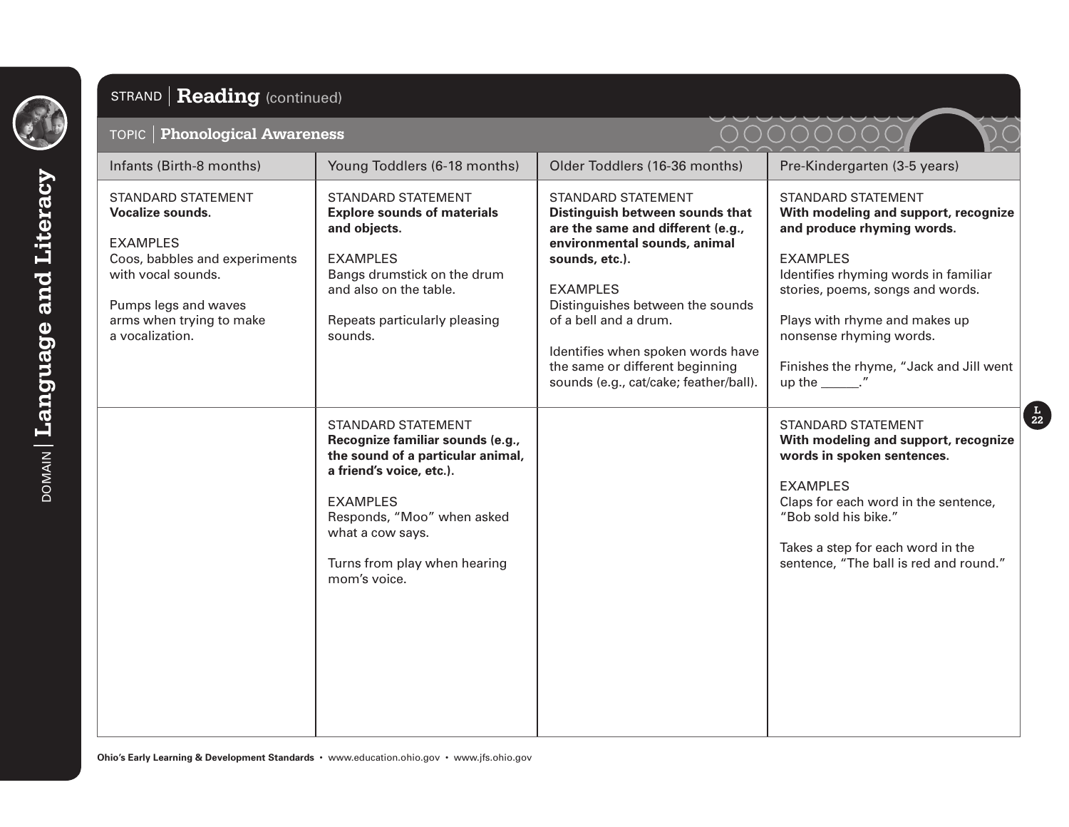DOMAIN | **Language and Literacy**

## STRAND | Reading (continued)

### TOPIC | Phonological Awareness

| Infants (Birth-8 months) | Young Toddlers (6-18 months) | Older Toddlers (16-36 months) | Pre-Kindergarten (3-5 years) |
|---|---|---|---|
| STANDARD STATEMENT<br>**Vocalize sounds.**<br><br>EXAMPLES<br>Coos, babbles and experiments with vocal sounds.<br><br>Pumps legs and waves arms when trying to make a vocalization. | STANDARD STATEMENT<br>**Explore sounds of materials and objects.**<br><br>EXAMPLES<br>Bangs drumstick on the drum and also on the table.<br><br>Repeats particularly pleasing sounds. | STANDARD STATEMENT<br>**Distinguish between sounds that are the same and different (e.g., environmental sounds, animal sounds, etc.).**<br><br>EXAMPLES<br>Distinguishes between the sounds of a bell and a drum.<br><br>Identifies when spoken words have the same or different beginning sounds (e.g., cat/cake; feather/ball). | STANDARD STATEMENT<br>**With modeling and support, recognize and produce rhyming words.**<br><br>EXAMPLES<br>Identifies rhyming words in familiar stories, poems, songs and words.<br><br>Plays with rhyme and makes up nonsense rhyming words.<br><br>Finishes the rhyme, "Jack and Jill went up the ______." |
| | STANDARD STATEMENT<br>**Recognize familiar sounds (e.g., the sound of a particular animal, a friend's voice, etc.).**<br><br>EXAMPLES<br>Responds, "Moo" when asked what a cow says.<br><br>Turns from play when hearing mom's voice. | | STANDARD STATEMENT<br>**With modeling and support, recognize words in spoken sentences.**<br><br>EXAMPLES<br>Claps for each word in the sentence, "Bob sold his bike."<br><br>Takes a step for each word in the sentence, "The ball is red and round." |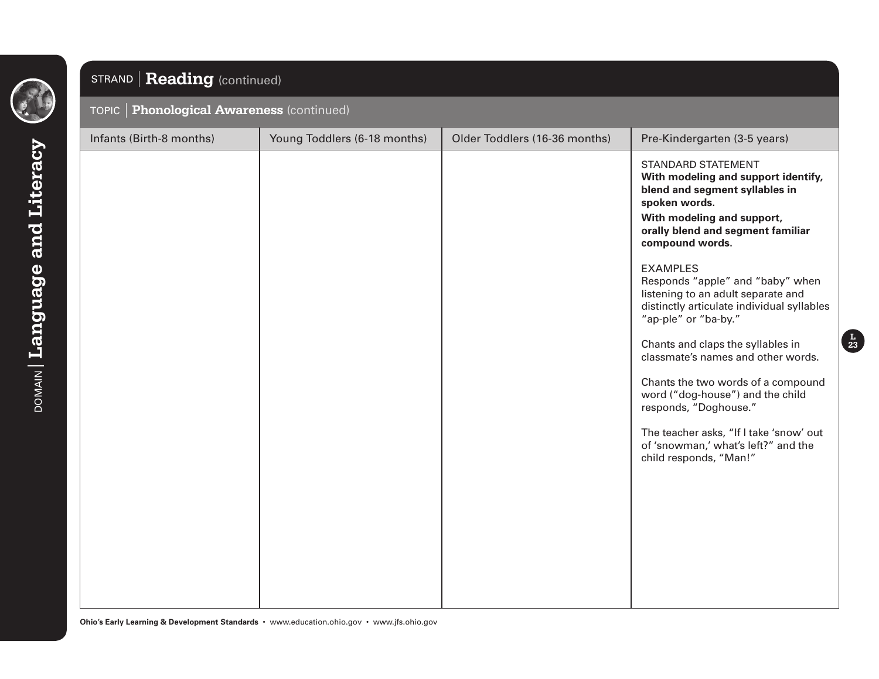## STRAND | Reading (continued)

### TOPIC | Phonological Awareness (continued)

| Infants (Birth-8 months) | Young Toddlers (6-18 months) | Older Toddlers (16-36 months) | Pre-Kindergarten (3-5 years) |
|---|---|---|---|
| | | | STANDARD STATEMENT<br>**With modeling and support identify, blend and segment syllables in spoken words.**<br>**With modeling and support, orally blend and segment familiar compound words.**<br><br>EXAMPLES<br>Responds "apple" and "baby" when listening to an adult separate and distinctly articulate individual syllables "ap-ple" or "ba-by."<br><br>Chants and claps the syllables in classmate's names and other words.<br><br>Chants the two words of a compound word ("dog-house") and the child responds, "Doghouse."<br><br>The teacher asks, "If I take 'snow' out of 'snowman,' what's left?" and the child responds, "Man!" |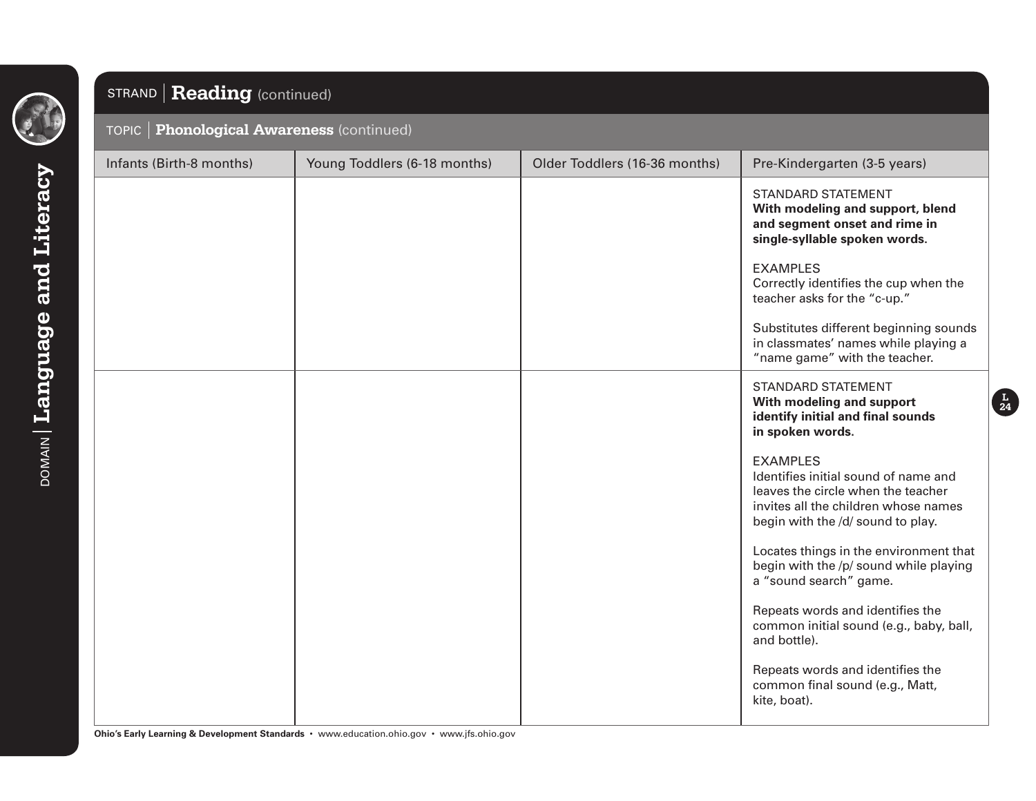DOMAIN | **Language and Literacy**

STRAND | **Reading** (continued)

TOPIC | **Phonological Awareness** (continued)

| Infants (Birth-8 months) | Young Toddlers (6-18 months) | Older Toddlers (16-36 months) | Pre-Kindergarten (3-5 years) |
|---|---|---|---|
| | | | STANDARD STATEMENT<br>**With modeling and support, blend and segment onset and rime in single-syllable spoken words.**<br><br>EXAMPLES<br>Correctly identifies the cup when the teacher asks for the "c-up."<br><br>Substitutes different beginning sounds in classmates' names while playing a "name game" with the teacher. |
| | | | STANDARD STATEMENT<br>**With modeling and support identify initial and final sounds in spoken words.**<br><br>EXAMPLES<br>Identifies initial sound of name and leaves the circle when the teacher invites all the children whose names begin with the /d/ sound to play.<br><br>Locates things in the environment that begin with the /p/ sound while playing a "sound search" game.<br><br>Repeats words and identifies the common initial sound (e.g., baby, ball, and bottle).<br><br>Repeats words and identifies the common final sound (e.g., Matt, kite, boat). |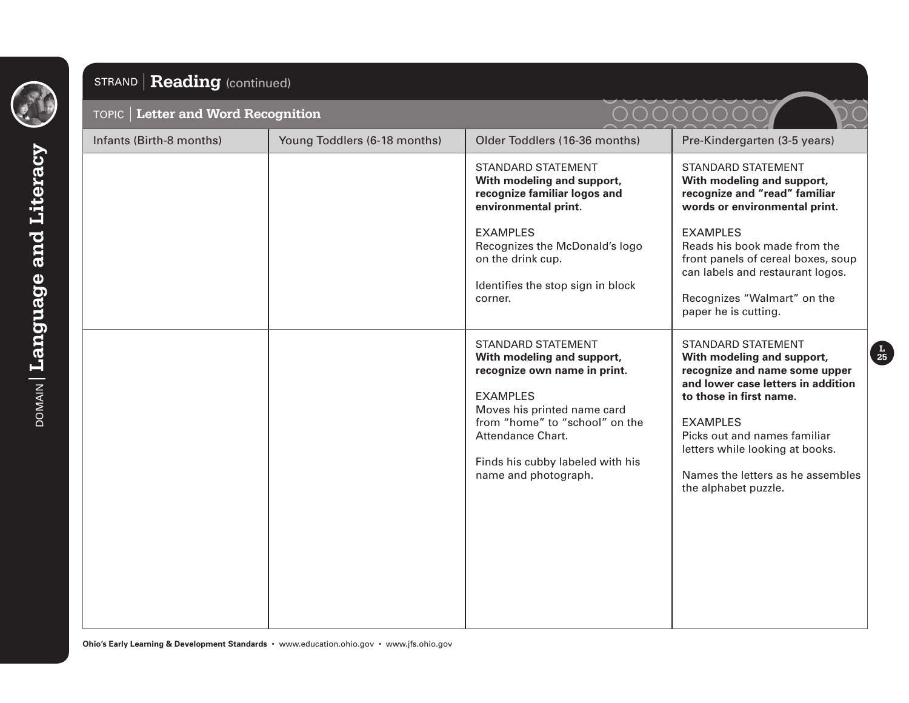DOMAIN | **Language and Literacy**

STRAND | **Reading** (continued)

TOPIC | **Letter and Word Recognition**

| Infants (Birth-8 months) | Young Toddlers (6-18 months) | Older Toddlers (16-36 months) | Pre-Kindergarten (3-5 years) |
|---|---|---|---|
| | | STANDARD STATEMENT<br>**With modeling and support, recognize familiar logos and environmental print.**<br><br>EXAMPLES<br>Recognizes the McDonald's logo on the drink cup.<br><br>Identifies the stop sign in block corner. | STANDARD STATEMENT<br>**With modeling and support, recognize and "read" familiar words or environmental print.**<br><br>EXAMPLES<br>Reads his book made from the front panels of cereal boxes, soup can labels and restaurant logos.<br><br>Recognizes "Walmart" on the paper he is cutting. |
| | | STANDARD STATEMENT<br>**With modeling and support, recognize own name in print.**<br><br>EXAMPLES<br>Moves his printed name card from "home" to "school" on the Attendance Chart.<br><br>Finds his cubby labeled with his name and photograph. | STANDARD STATEMENT<br>**With modeling and support, recognize and name some upper and lower case letters in addition to those in first name.**<br><br>EXAMPLES<br>Picks out and names familiar letters while looking at books.<br><br>Names the letters as he assembles the alphabet puzzle. |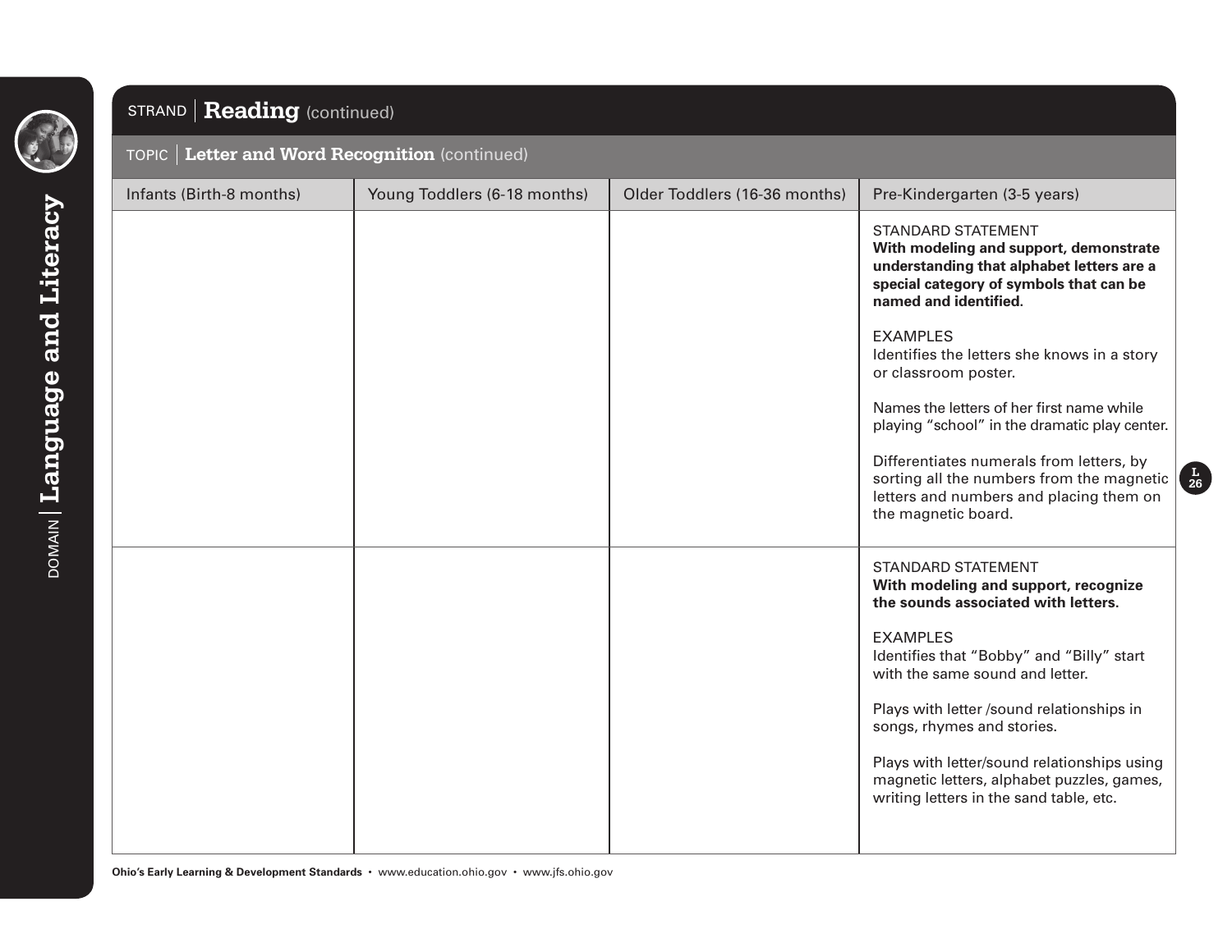DOMAIN | **Language and Literacy**

## STRAND | Reading (continued)

### TOPIC | Letter and Word Recognition (continued)

| Infants (Birth-8 months) | Young Toddlers (6-18 months) | Older Toddlers (16-36 months) | Pre-Kindergarten (3-5 years) |
| --- | --- | --- | --- |
| | | | STANDARD STATEMENT<br>**With modeling and support, demonstrate understanding that alphabet letters are a special category of symbols that can be named and identified.**<br><br>EXAMPLES<br>Identifies the letters she knows in a story or classroom poster.<br><br>Names the letters of her first name while playing "school" in the dramatic play center.<br><br>Differentiates numerals from letters, by sorting all the numbers from the magnetic letters and numbers and placing them on the magnetic board. |
| | | | STANDARD STATEMENT<br>**With modeling and support, recognize the sounds associated with letters.**<br><br>EXAMPLES<br>Identifies that "Bobby" and "Billy" start with the same sound and letter.<br><br>Plays with letter /sound relationships in songs, rhymes and stories.<br><br>Plays with letter/sound relationships using magnetic letters, alphabet puzzles, games, writing letters in the sand table, etc. |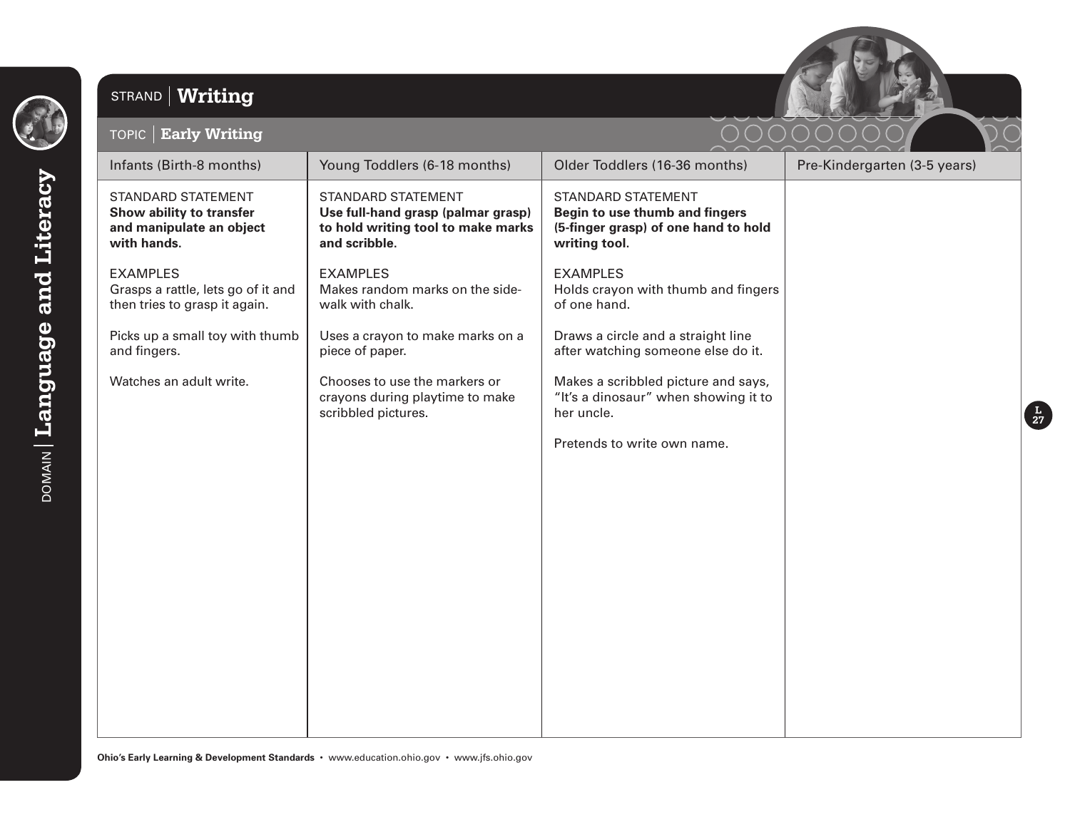DOMAIN | **Language and Literacy**

STRAND | **Writing**

TOPIC | **Early Writing**

| Infants (Birth-8 months) | Young Toddlers (6-18 months) | Older Toddlers (16-36 months) | Pre-Kindergarten (3-5 years) |
|---|---|---|---|
| STANDARD STATEMENT<br>**Show ability to transfer and manipulate an object with hands.**<br><br>EXAMPLES<br>Grasps a rattle, lets go of it and then tries to grasp it again.<br><br>Picks up a small toy with thumb and fingers.<br><br>Watches an adult write. | STANDARD STATEMENT<br>**Use full-hand grasp (palmar grasp) to hold writing tool to make marks and scribble.**<br><br>EXAMPLES<br>Makes random marks on the side-walk with chalk.<br><br>Uses a crayon to make marks on a piece of paper.<br><br>Chooses to use the markers or crayons during playtime to make scribbled pictures. | STANDARD STATEMENT<br>**Begin to use thumb and fingers (5-finger grasp) of one hand to hold writing tool.**<br><br>EXAMPLES<br>Holds crayon with thumb and fingers of one hand.<br><br>Draws a circle and a straight line after watching someone else do it.<br><br>Makes a scribbled picture and says, "It's a dinosaur" when showing it to her uncle.<br><br>Pretends to write own name. | |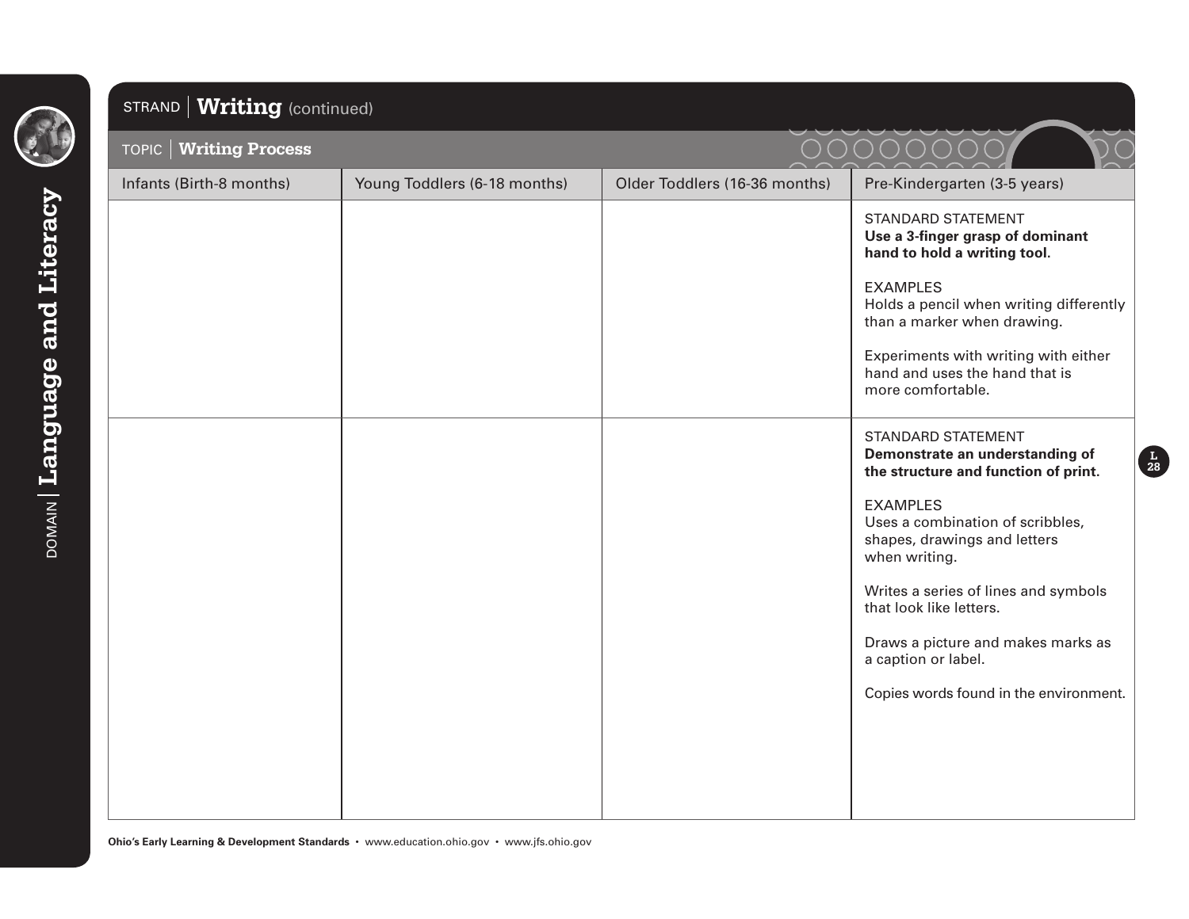## STRAND | Writing (continued)

### TOPIC | Writing Process

| Infants (Birth-8 months) | Young Toddlers (6-18 months) | Older Toddlers (16-36 months) | Pre-Kindergarten (3-5 years) |
|---|---|---|---|
| | | | STANDARD STATEMENT<br>**Use a 3-finger grasp of dominant hand to hold a writing tool.**<br><br>EXAMPLES<br>Holds a pencil when writing differently than a marker when drawing.<br><br>Experiments with writing with either hand and uses the hand that is more comfortable. |
| | | | STANDARD STATEMENT<br>**Demonstrate an understanding of the structure and function of print.**<br><br>EXAMPLES<br>Uses a combination of scribbles, shapes, drawings and letters when writing.<br><br>Writes a series of lines and symbols that look like letters.<br><br>Draws a picture and makes marks as a caption or label.<br><br>Copies words found in the environment. |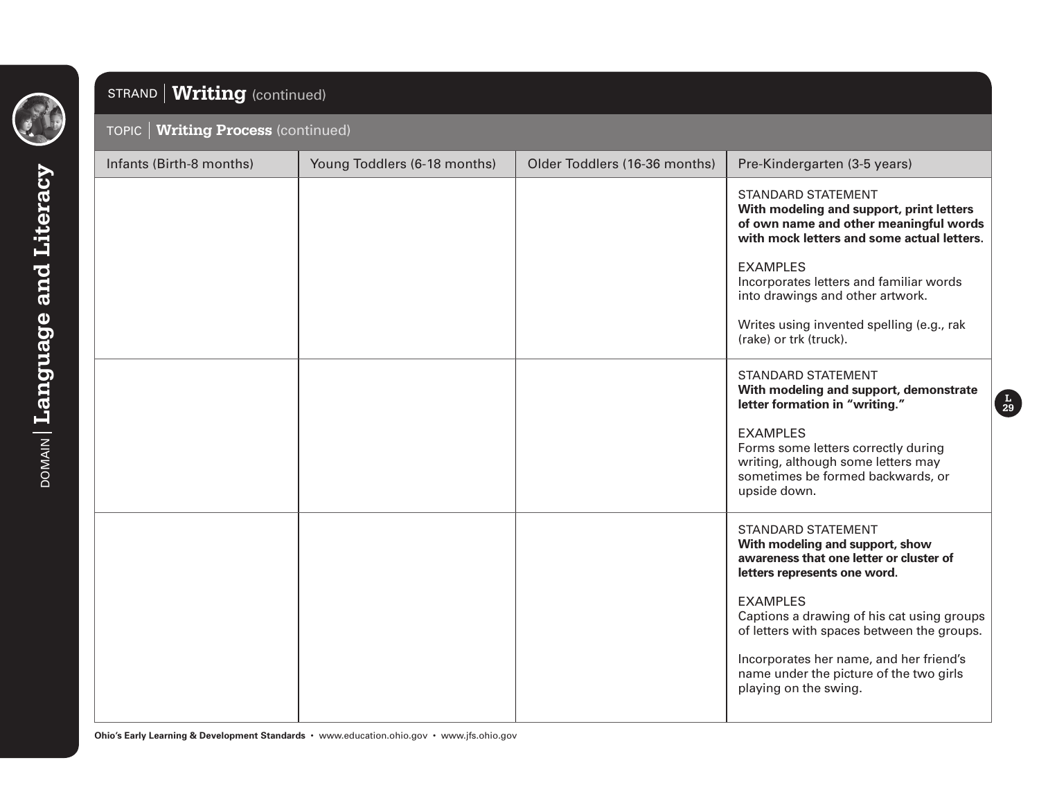DOMAIN | **Language and Literacy**

## STRAND | Writing (continued)

### TOPIC | Writing Process (continued)

| Infants (Birth-8 months) | Young Toddlers (6-18 months) | Older Toddlers (16-36 months) | Pre-Kindergarten (3-5 years) |
|---|---|---|---|
| | | | STANDARD STATEMENT<br>**With modeling and support, print letters of own name and other meaningful words with mock letters and some actual letters.**<br><br>EXAMPLES<br>Incorporates letters and familiar words into drawings and other artwork.<br><br>Writes using invented spelling (e.g., rak (rake) or trk (truck). |
| | | | STANDARD STATEMENT<br>**With modeling and support, demonstrate letter formation in "writing."**<br><br>EXAMPLES<br>Forms some letters correctly during writing, although some letters may sometimes be formed backwards, or upside down. |
| | | | STANDARD STATEMENT<br>**With modeling and support, show awareness that one letter or cluster of letters represents one word.**<br><br>EXAMPLES<br>Captions a drawing of his cat using groups of letters with spaces between the groups.<br><br>Incorporates her name, and her friend's name under the picture of the two girls playing on the swing. |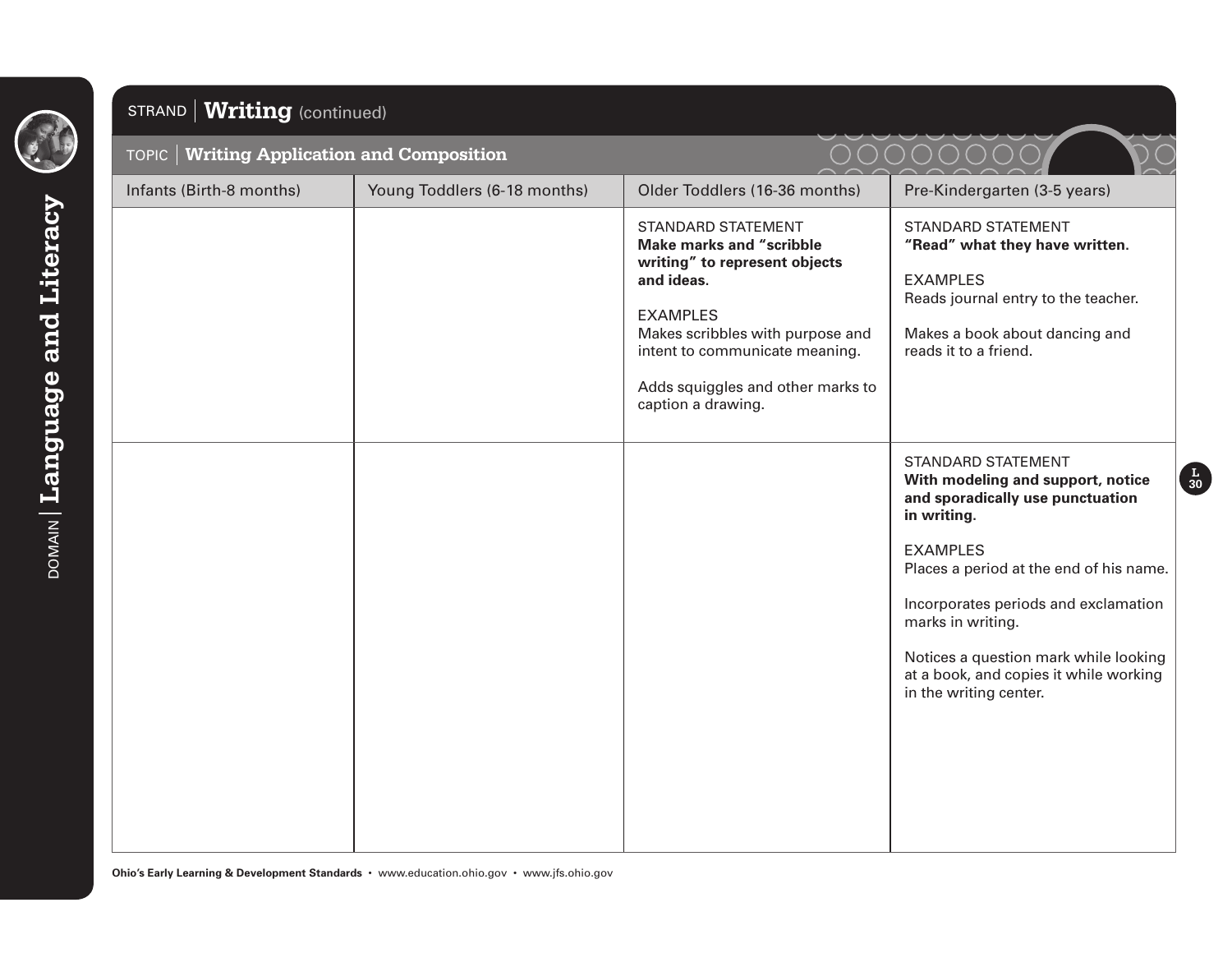DOMAIN | **Language and Literacy**

## STRAND | Writing (continued)

### TOPIC | Writing Application and Composition

| Infants (Birth-8 months) | Young Toddlers (6-18 months) | Older Toddlers (16-36 months) | Pre-Kindergarten (3-5 years) |
|---|---|---|---|
| | | STANDARD STATEMENT<br>**Make marks and "scribble writing" to represent objects and ideas.**<br><br>EXAMPLES<br>Makes scribbles with purpose and intent to communicate meaning.<br><br>Adds squiggles and other marks to caption a drawing. | STANDARD STATEMENT<br>**"Read" what they have written.**<br><br>EXAMPLES<br>Reads journal entry to the teacher.<br><br>Makes a book about dancing and reads it to a friend. |
| | | | STANDARD STATEMENT<br>**With modeling and support, notice and sporadically use punctuation in writing.**<br><br>EXAMPLES<br>Places a period at the end of his name.<br><br>Incorporates periods and exclamation marks in writing.<br><br>Notices a question mark while looking at a book, and copies it while working in the writing center. |

Ohio's Early Learning & Development Standards • www.education.ohio.gov • www.jfs.ohio.gov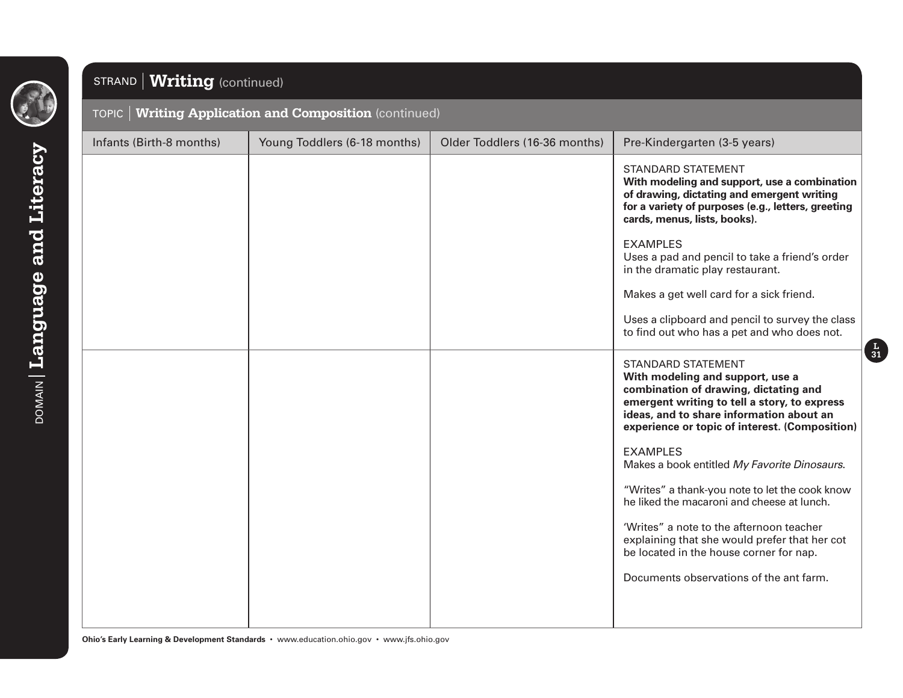DOMAIN | **Language and Literacy**

## STRAND | Writing (continued)

### TOPIC | Writing Application and Composition (continued)

| Infants (Birth-8 months) | Young Toddlers (6-18 months) | Older Toddlers (16-36 months) | Pre-Kindergarten (3-5 years) |
| --- | --- | --- | --- |
| | | | STANDARD STATEMENT<br>**With modeling and support, use a combination of drawing, dictating and emergent writing for a variety of purposes (e.g., letters, greeting cards, menus, lists, books).**<br><br>EXAMPLES<br>Uses a pad and pencil to take a friend's order in the dramatic play restaurant.<br><br>Makes a get well card for a sick friend.<br><br>Uses a clipboard and pencil to survey the class to find out who has a pet and who does not. |
| | | | STANDARD STATEMENT<br>**With modeling and support, use a combination of drawing, dictating and emergent writing to tell a story, to express ideas, and to share information about an experience or topic of interest. (Composition)**<br><br>EXAMPLES<br>Makes a book entitled *My Favorite Dinosaurs*.<br><br>"Writes" a thank-you note to let the cook know he liked the macaroni and cheese at lunch.<br><br>'Writes" a note to the afternoon teacher explaining that she would prefer that her cot be located in the house corner for nap.<br><br>Documents observations of the ant farm. |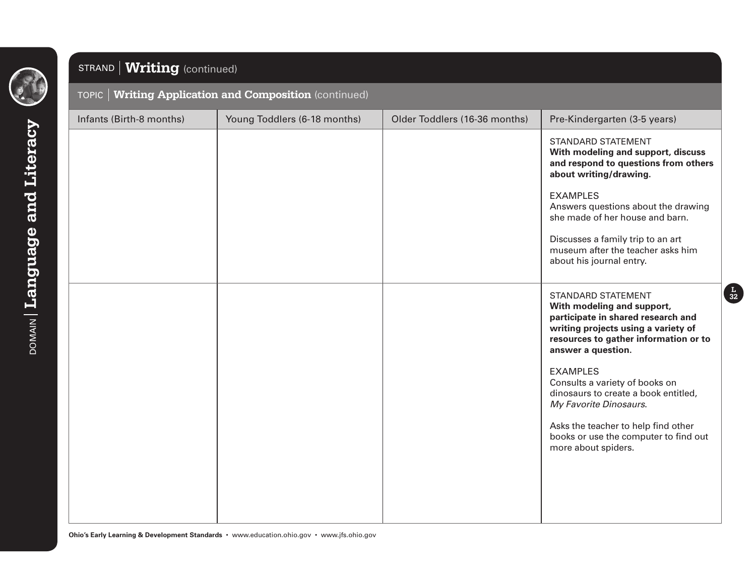DOMAIN | **Language and Literacy**

STRAND | **Writing** (continued)

TOPIC | **Writing Application and Composition** (continued)

| Infants (Birth-8 months) | Young Toddlers (6-18 months) | Older Toddlers (16-36 months) | Pre-Kindergarten (3-5 years) |
| --- | --- | --- | --- |
| | | | STANDARD STATEMENT<br>**With modeling and support, discuss and respond to questions from others about writing/drawing.**<br><br>EXAMPLES<br>Answers questions about the drawing she made of her house and barn.<br><br>Discusses a family trip to an art museum after the teacher asks him about his journal entry. |
| | | | STANDARD STATEMENT<br>**With modeling and support, participate in shared research and writing projects using a variety of resources to gather information or to answer a question.**<br><br>EXAMPLES<br>Consults a variety of books on dinosaurs to create a book entitled, *My Favorite Dinosaurs*.<br><br>Asks the teacher to help find other books or use the computer to find out more about spiders. |

**Ohio's Early Learning & Development Standards** • www.education.ohio.gov • www.jfs.ohio.gov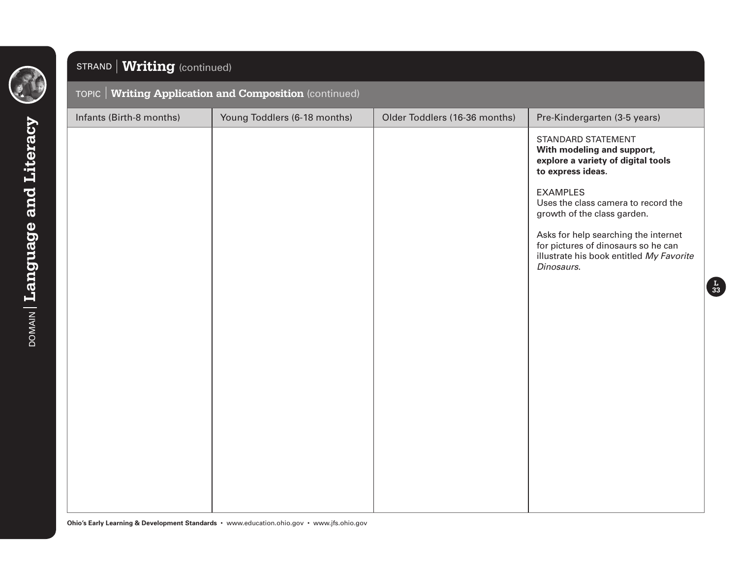DOMAIN | **Language and Literacy**

## STRAND | Writing (continued)

### TOPIC | Writing Application and Composition (continued)

| Infants (Birth-8 months) | Young Toddlers (6-18 months) | Older Toddlers (16-36 months) | Pre-Kindergarten (3-5 years) |
|---|---|---|---|
| | | | STANDARD STATEMENT<br>**With modeling and support, explore a variety of digital tools to express ideas.**<br><br>EXAMPLES<br>Uses the class camera to record the growth of the class garden.<br><br>Asks for help searching the internet for pictures of dinosaurs so he can illustrate his book entitled *My Favorite Dinosaurs.* |